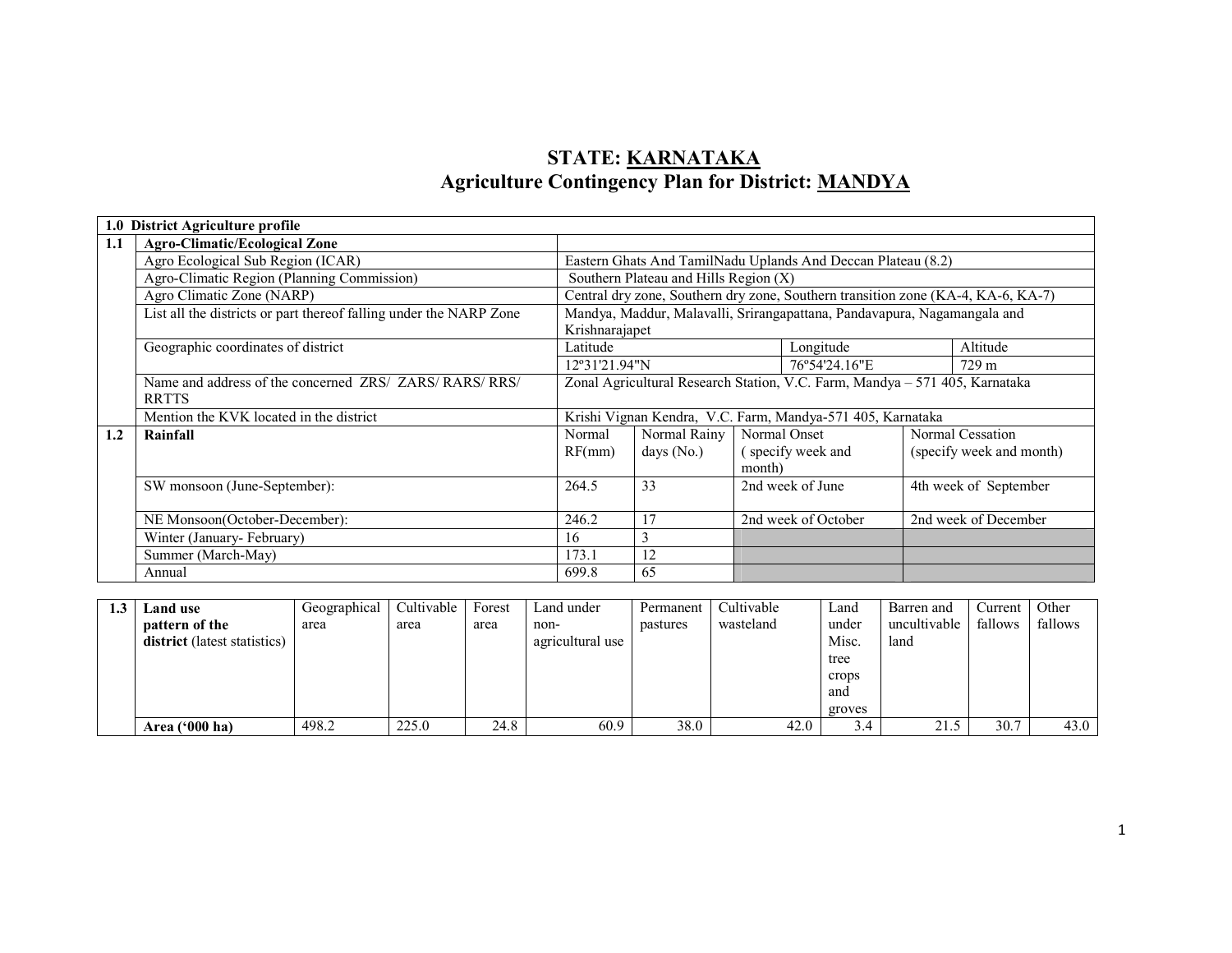# STATE: KARNATAKA
# Agriculture Contingency Plan for District: MANDYA

| **1.0 District Agriculture profile** | | | | | | |
|---|---|---|---|---|---|---|
| **1.1** | **Agro-Climatic/Ecological Zone** | | | | | |
| | Agro Ecological Sub Region (ICAR) | Eastern Ghats And TamilNadu Uplands And Deccan Plateau (8.2) | | | | |
| | Agro-Climatic Region (Planning Commission) | Southern Plateau and Hills Region (X) | | | | |
| | Agro Climatic Zone (NARP) | Central dry zone, Southern dry zone, Southern transition zone (KA-4, KA-6, KA-7) | | | | |
| | List all the districts or part thereof falling under the NARP Zone | Mandya, Maddur, Malavalli, Srirangapattana, Pandavapura, Nagamangala and Krishnarajapet | | | | |
| | Geographic coordinates of district | Latitude | | Longitude | Altitude | |
| | | 12º31'21.94"N | | 76º54'24.16"E | 729 m | |
| | Name and address of the concerned ZRS/ ZARS/ RARS/ RRS/ RRTTS | Zonal Agricultural Research Station, V.C. Farm, Mandya – 571 405, Karnataka | | | | |
| | Mention the KVK located in the district | Krishi Vignan Kendra, V.C. Farm, Mandya-571 405, Karnataka | | | | |
| **1.2** | **Rainfall** | Normal RF(mm) | Normal Rainy days (No.) | Normal Onset ( specify week and month) | Normal Cessation (specify week and month) | |
| | SW monsoon (June-September): | 264.5 | 33 | 2nd week of June | 4th week of September | |
| | NE Monsoon(October-December): | 246.2 | 17 | 2nd week of October | 2nd week of December | |
| | Winter (January- February) | 16 | 3 | | | |
| | Summer (March-May) | 173.1 | 12 | | | |
| | Annual | 699.8 | 65 | | | |

| 1.3 | **Land use pattern of the district** (latest statistics) | Geographical area | Cultivable area | Forest area | Land under non-agricultural use | Permanent pastures | Cultivable wasteland | Land under Misc. tree crops and groves | Barren and uncultivable land | Current fallows | Other fallows |
|---|---|---|---|---|---|---|---|---|---|---|---|
| | **Area ('000 ha)** | 498.2 | 225.0 | 24.8 | 60.9 | 38.0 | 42.0 | 3.4 | 21.5 | 30.7 | 43.0 |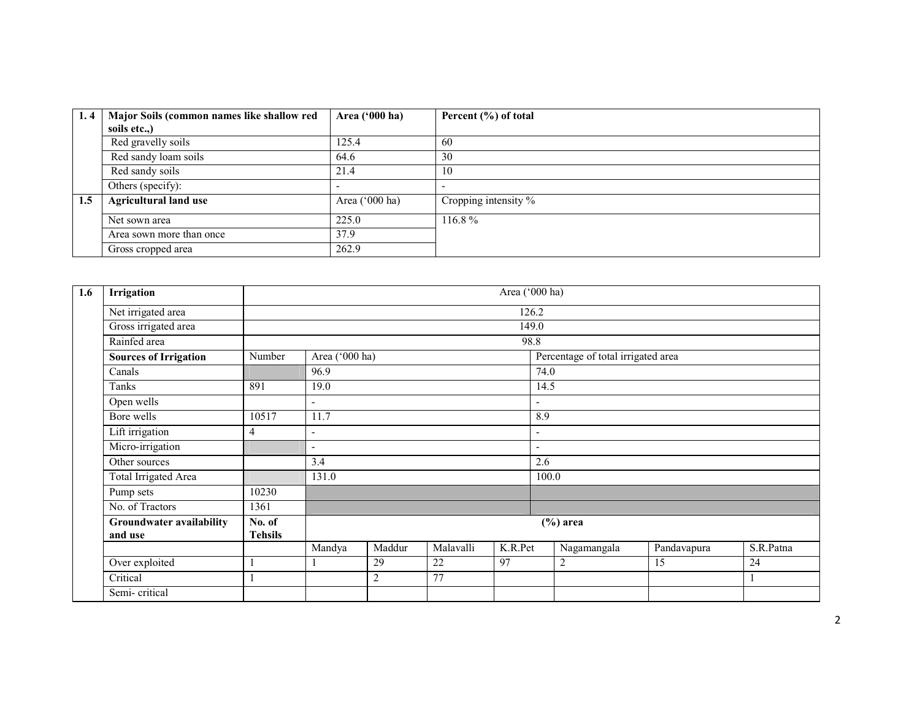| 1. 4 | Major Soils (common names like shallow red soils etc.,) | Area ('000 ha) | Percent (%) of total |
|---|---|---|---|
| | Red gravelly soils | 125.4 | 60 |
| | Red sandy loam soils | 64.6 | 30 |
| | Red sandy soils | 21.4 | 10 |
| | Others (specify): | - | - |
| 1.5 | Agricultural land use | Area ('000 ha) | Cropping intensity % |
| | Net sown area | 225.0 | 116.8 % |
| | Area sown more than once | 37.9 | |
| | Gross cropped area | 262.9 | |

| 1.6 | Irrigation | Area ('000 ha) | | | | | | | |
|---|---|---|---|---|---|---|---|---|---|
| | Net irrigated area | 126.2 | | | | | | | |
| | Gross irrigated area | 149.0 | | | | | | | |
| | Rainfed area | 98.8 | | | | | | | |
| | **Sources of Irrigation** | Number | Area ('000 ha) | | | Percentage of total irrigated area | | | |
| | Canals | | 96.9 | | | 74.0 | | | |
| | Tanks | 891 | 19.0 | | | 14.5 | | | |
| | Open wells | | - | | | - | | | |
| | Bore wells | 10517 | 11.7 | | | 8.9 | | | |
| | Lift irrigation | 4 | - | | | - | | | |
| | Micro-irrigation | | - | | | - | | | |
| | Other sources | | 3.4 | | | 2.6 | | | |
| | Total Irrigated Area | | 131.0 | | | 100.0 | | | |
| | Pump sets | 10230 | | | | | | | |
| | No. of Tractors | 1361 | | | | | | | |
| | **Groundwater availability and use** | **No. of Tehsils** | **(%) area** | | | | | | |
| | | | Mandya | Maddur | Malavalli | K.R.Pet | Nagamangala | Pandavapura | S.R.Patna |
| | Over exploited | 1 | 1 | 29 | 22 | 97 | 2 | 15 | 24 |
| | Critical | 1 | | 2 | 77 | | | | 1 |
| | Semi- critical | | | | | | | | |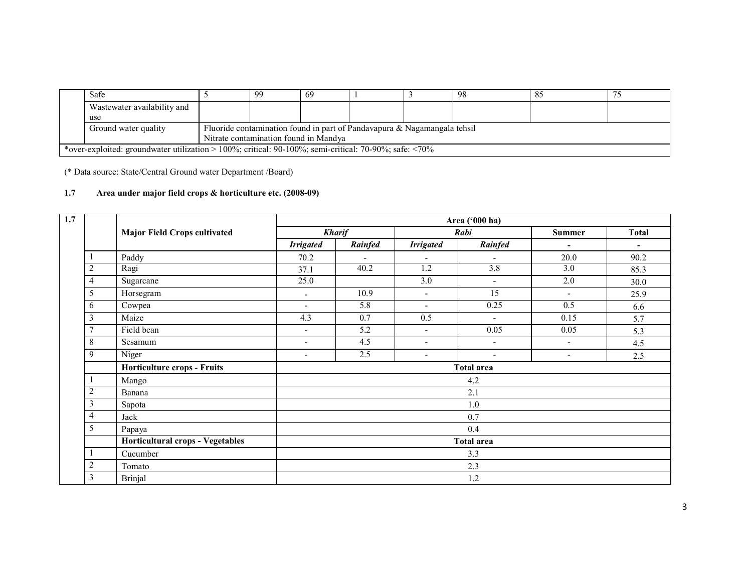| | Safe | 5 | 99 | 69 | 1 | 3 | 98 | 85 | 75 |
|---|---|---|---|---|---|---|---|---|---|
| | Wastewater availability and use | | | | | | | | |
| | Ground water quality | Fluoride contamination found in part of Pandavapura & Nagamangala tehsil<br>Nitrate contamination found in Mandya | | | | | | | |
| *over-exploited: groundwater utilization > 100%; critical: 90-100%; semi-critical: 70-90%; safe: <70% | | | | | | | | | |

(* Data source: State/Central Ground water Department /Board)

## 1.7 Area under major field crops & horticulture etc. (2008-09)

| 1.7 | | | Area ('000 ha) | | | | | |
|---|---|---|---|---|---|---|---|---|
| | | **Major Field Crops cultivated** | ***Kharif*** | | ***Rabi*** | | **Summer** | **Total** |
| | | | ***Irrigated*** | ***Rainfed*** | ***Irrigated*** | ***Rainfed*** | - | - |
| | 1 | Paddy | 70.2 | - | - | - | 20.0 | 90.2 |
| | 2 | Ragi | 37.1 | 40.2 | 1.2 | 3.8 | 3.0 | 85.3 |
| | 4 | Sugarcane | 25.0 | | 3.0 | - | 2.0 | 30.0 |
| | 5 | Horsegram | - | 10.9 | - | 15 | - | 25.9 |
| | 6 | Cowpea | - | 5.8 | - | 0.25 | 0.5 | 6.6 |
| | 3 | Maize | 4.3 | 0.7 | 0.5 | - | 0.15 | 5.7 |
| | 7 | Field bean | - | 5.2 | - | 0.05 | 0.05 | 5.3 |
| | 8 | Sesamum | - | 4.5 | - | - | - | 4.5 |
| | 9 | Niger | - | 2.5 | - | - | - | 2.5 |
| | | **Horticulture crops - Fruits** | **Total area** | | | | | |
| | 1 | Mango | 4.2 | | | | | |
| | 2 | Banana | 2.1 | | | | | |
| | 3 | Sapota | 1.0 | | | | | |
| | 4 | Jack | 0.7 | | | | | |
| | 5 | Papaya | 0.4 | | | | | |
| | | **Horticultural crops - Vegetables** | **Total area** | | | | | |
| | 1 | Cucumber | 3.3 | | | | | |
| | 2 | Tomato | 2.3 | | | | | |
| | 3 | Brinjal | 1.2 | | | | | |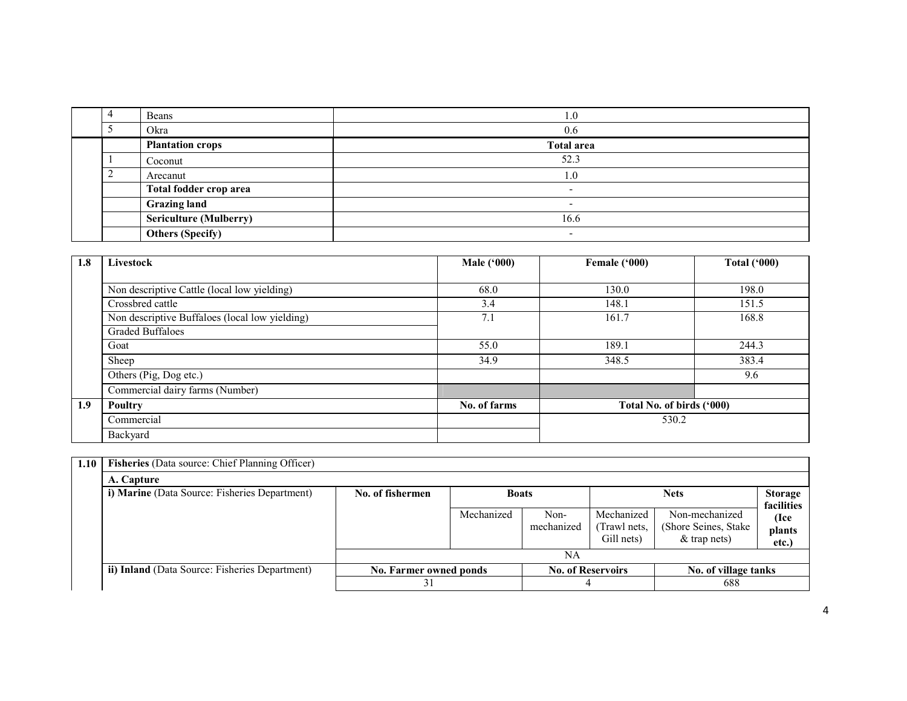| | | | |
|---|---|---|---|
| | 4 | Beans | 1.0 |
| | 5 | Okra | 0.6 |
| | | **Plantation crops** | **Total area** |
| | 1 | Coconut | 52.3 |
| | 2 | Arecanut | 1.0 |
| | | **Total fodder crop area** | - |
| | | **Grazing land** | - |
| | | **Sericulture (Mulberry)** | 16.6 |
| | | **Others (Specify)** | - |

| 1.8 | **Livestock** | **Male ('000)** | **Female ('000)** | **Total ('000)** |
|---|---|---|---|---|
| | Non descriptive Cattle (local low yielding) | 68.0 | 130.0 | 198.0 |
| | Crossbred cattle | 3.4 | 148.1 | 151.5 |
| | Non descriptive Buffaloes (local low yielding) | 7.1 | 161.7 | 168.8 |
| | Graded Buffaloes | | | |
| | Goat | 55.0 | 189.1 | 244.3 |
| | Sheep | 34.9 | 348.5 | 383.4 |
| | Others (Pig, Dog etc.) | | | 9.6 |
| | Commercial dairy farms (Number) | | | |
| **1.9** | **Poultry** | **No. of farms** | **Total No. of birds ('000)** | |
| | Commercial | | 530.2 | |
| | Backyard | | | |

| 1.10 | **Fisheries** (Data source: Chief Planning Officer) | | | | | | |
|---|---|---|---|---|---|---|---|
| | **A. Capture** | | | | | | |
| | **i) Marine** (Data Source: Fisheries Department) | **No. of fishermen** | **Boats** | | **Nets** | | **Storage facilities (Ice plants etc.)** |
| | | | Mechanized | Non-mechanized | Mechanized (Trawl nets, Gill nets) | Non-mechanized (Shore Seines, Stake & trap nets) | |
| | | NA | | | | | |
| | **ii) Inland** (Data Source: Fisheries Department) | **No. Farmer owned ponds** | | **No. of Reservoirs** | | **No. of village tanks** | |
| | | 31 | | 4 | | 688 | |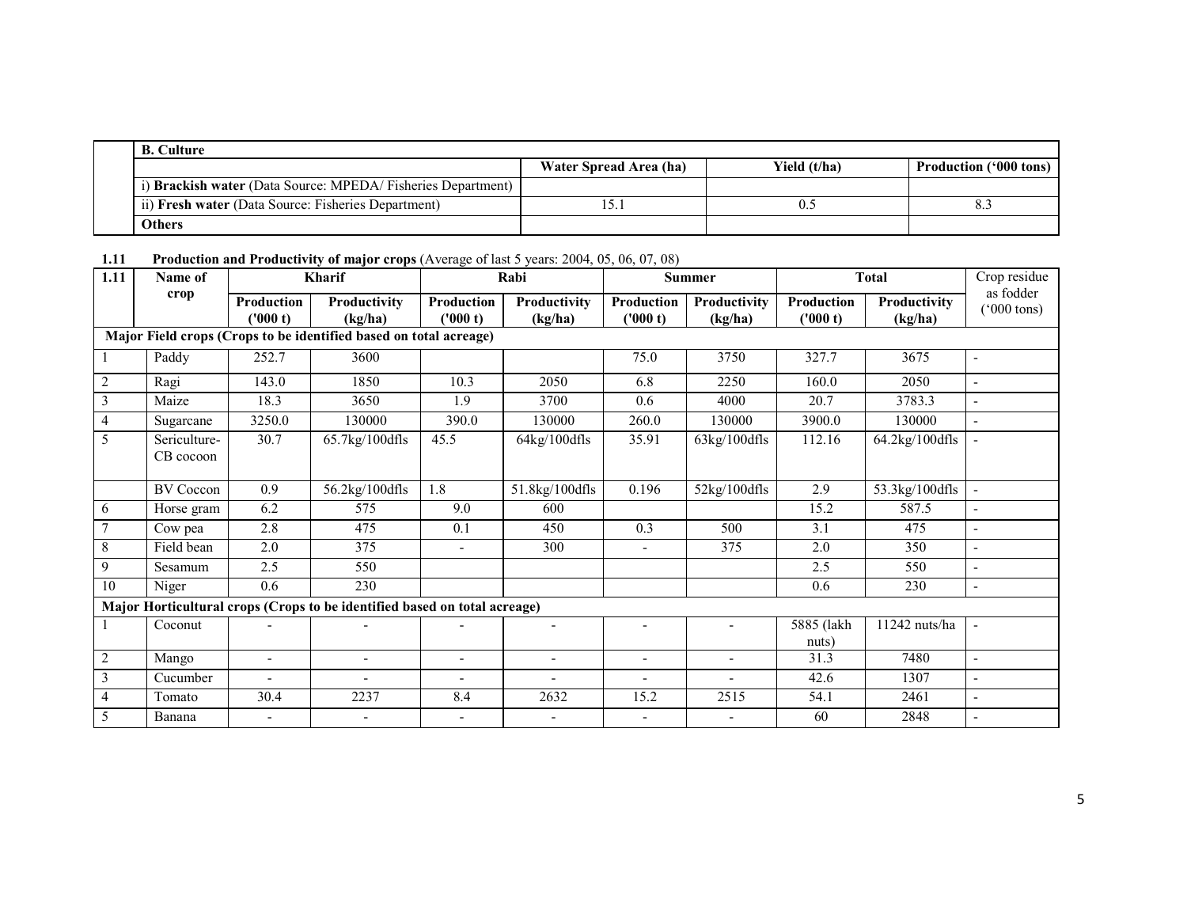| B. Culture | | | |
|---|---|---|---|
| | Water Spread Area (ha) | Yield (t/ha) | Production ('000 tons) |
| i) **Brackish water** (Data Source: MPEDA/ Fisheries Department) | | | |
| ii) **Fresh water** (Data Source: Fisheries Department) | 15.1 | 0.5 | 8.3 |
| **Others** | | | |

**1.11 Production and Productivity of major crops** (Average of last 5 years: 2004, 05, 06, 07, 08)

| 1.11 | Name of crop | Kharif | | Rabi | | Summer | | Total | | Crop residue as fodder ('000 tons) |
|---|---|---|---|---|---|---|---|---|---|---|
| | | Production ('000 t) | Productivity (kg/ha) | Production ('000 t) | Productivity (kg/ha) | Production ('000 t) | Productivity (kg/ha) | Production ('000 t) | Productivity (kg/ha) | |
| **Major Field crops (Crops to be identified based on total acreage)** | | | | | | | | | | |
| 1 | Paddy | 252.7 | 3600 | | | 75.0 | 3750 | 327.7 | 3675 | - |
| 2 | Ragi | 143.0 | 1850 | 10.3 | 2050 | 6.8 | 2250 | 160.0 | 2050 | - |
| 3 | Maize | 18.3 | 3650 | 1.9 | 3700 | 0.6 | 4000 | 20.7 | 3783.3 | - |
| 4 | Sugarcane | 3250.0 | 130000 | 390.0 | 130000 | 260.0 | 130000 | 3900.0 | 130000 | - |
| 5 | Sericulture-CB cocoon | 30.7 | 65.7kg/100dfls | 45.5 | 64kg/100dfls | 35.91 | 63kg/100dfls | 112.16 | 64.2kg/100dfls | - |
| | BV Coccon | 0.9 | 56.2kg/100dfls | 1.8 | 51.8kg/100dfls | 0.196 | 52kg/100dfls | 2.9 | 53.3kg/100dfls | - |
| 6 | Horse gram | 6.2 | 575 | 9.0 | 600 | | | 15.2 | 587.5 | - |
| 7 | Cow pea | 2.8 | 475 | 0.1 | 450 | 0.3 | 500 | 3.1 | 475 | - |
| 8 | Field bean | 2.0 | 375 | - | 300 | - | 375 | 2.0 | 350 | - |
| 9 | Sesamum | 2.5 | 550 | | | | | 2.5 | 550 | - |
| 10 | Niger | 0.6 | 230 | | | | | 0.6 | 230 | - |
| **Major Horticultural crops (Crops to be identified based on total acreage)** | | | | | | | | | | |
| 1 | Coconut | - | - | - | - | - | - | 5885 (lakh nuts) | 11242 nuts/ha | - |
| 2 | Mango | - | - | - | - | - | - | 31.3 | 7480 | - |
| 3 | Cucumber | - | - | - | - | - | - | 42.6 | 1307 | - |
| 4 | Tomato | 30.4 | 2237 | 8.4 | 2632 | 15.2 | 2515 | 54.1 | 2461 | - |
| 5 | Banana | - | - | - | - | - | - | 60 | 2848 | - |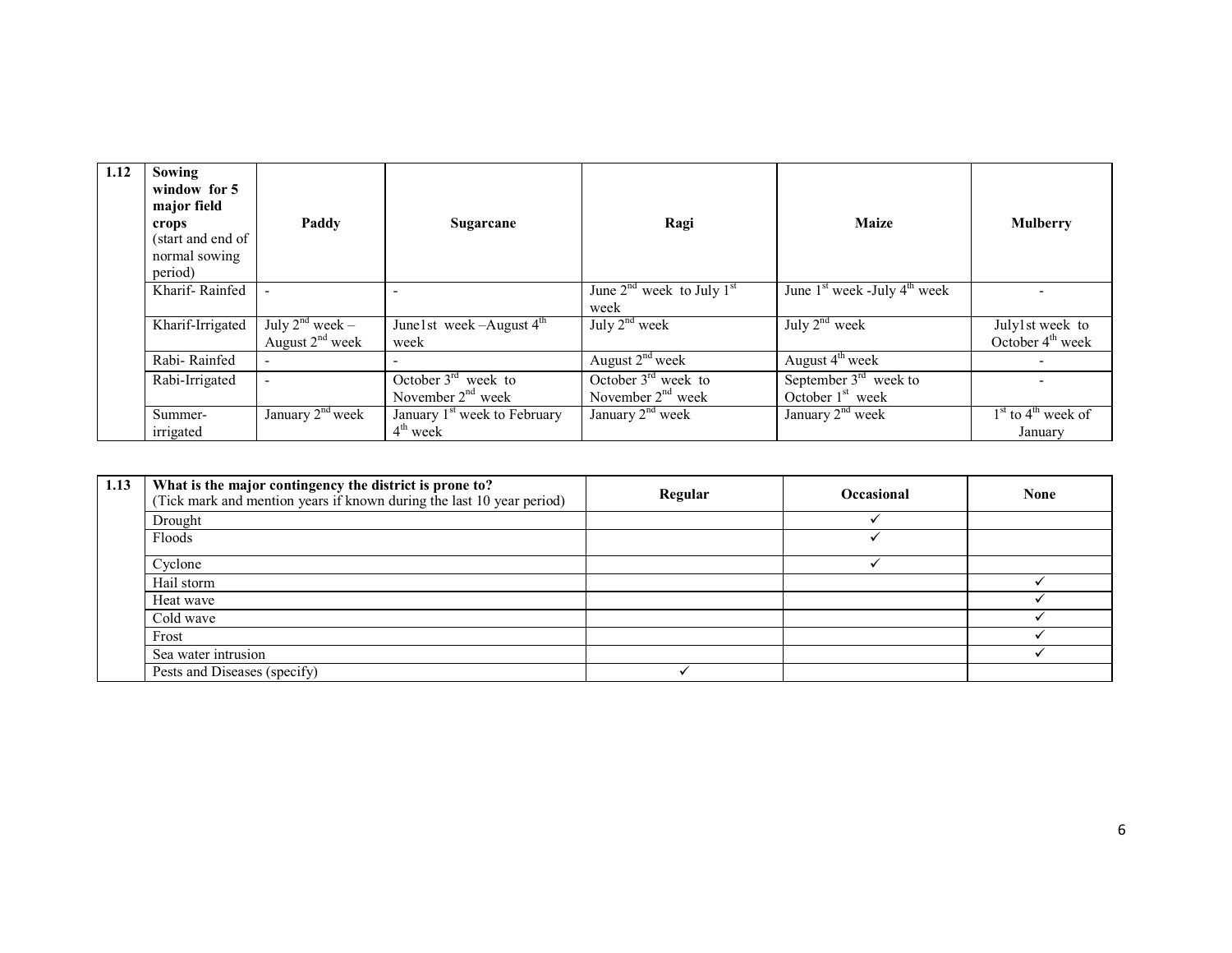| 1.12 | **Sowing window for 5 major field crops** (start and end of normal sowing period) | **Paddy** | **Sugarcane** | **Ragi** | **Maize** | **Mulberry** |
|---|---|---|---|---|---|---|
| | Kharif- Rainfed | - | - | June 2nd week to July 1st week | June 1st week -July 4th week | - |
| | Kharif-Irrigated | July 2nd week – August 2nd week | June1st week –August 4th week | July 2nd week | July 2nd week | July1st week to October 4th week |
| | Rabi- Rainfed | - | - | August 2nd week | August 4th week | - |
| | Rabi-Irrigated | - | October 3rd week to November 2nd week | October 3rd week to November 2nd week | September 3rd week to October 1st week | - |
| | Summer-irrigated | January 2nd week | January 1st week to February 4th week | January 2nd week | January 2nd week | 1st to 4th week of January |

| 1.13 | **What is the major contingency the district is prone to?** (Tick mark and mention years if known during the last 10 year period) | **Regular** | **Occasional** | **None** |
|---|---|---|---|---|
| | Drought | | ✓ | |
| | Floods | | ✓ | |
| | Cyclone | | ✓ | |
| | Hail storm | | | ✓ |
| | Heat wave | | | ✓ |
| | Cold wave | | | ✓ |
| | Frost | | | ✓ |
| | Sea water intrusion | | | ✓ |
| | Pests and Diseases (specify) | ✓ | | |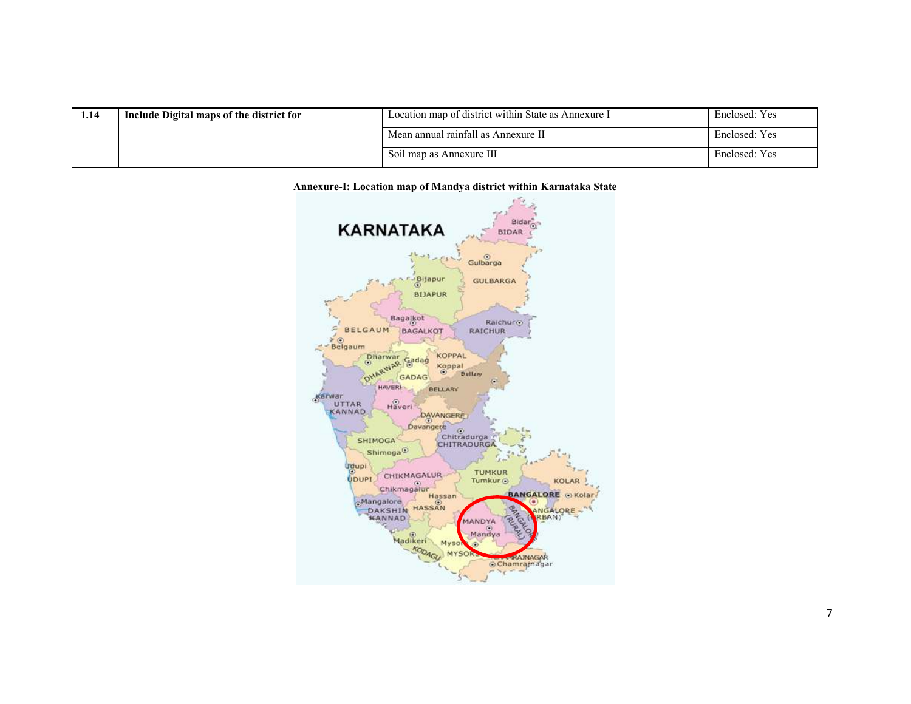| 1.14 | Include Digital maps of the district for | Location map of district within State as Annexure I | Enclosed: Yes |
|---|---|---|---|
| | | Mean annual rainfall as Annexure II | Enclosed: Yes |
| | | Soil map as Annexure III | Enclosed: Yes |

**Annexure-I: Location map of Mandya district within Karnataka State**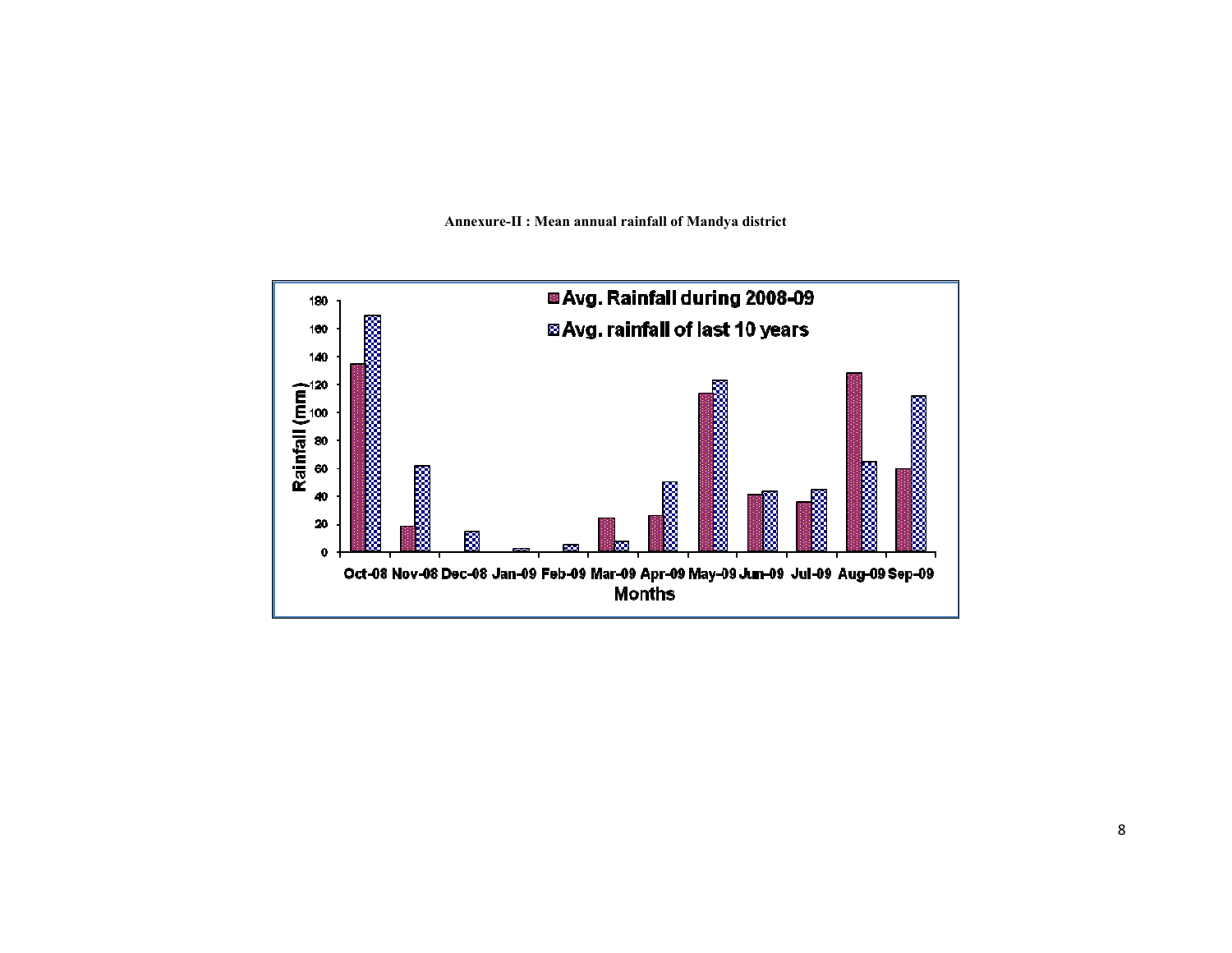**Annexure-II : Mean annual rainfall of Mandya district**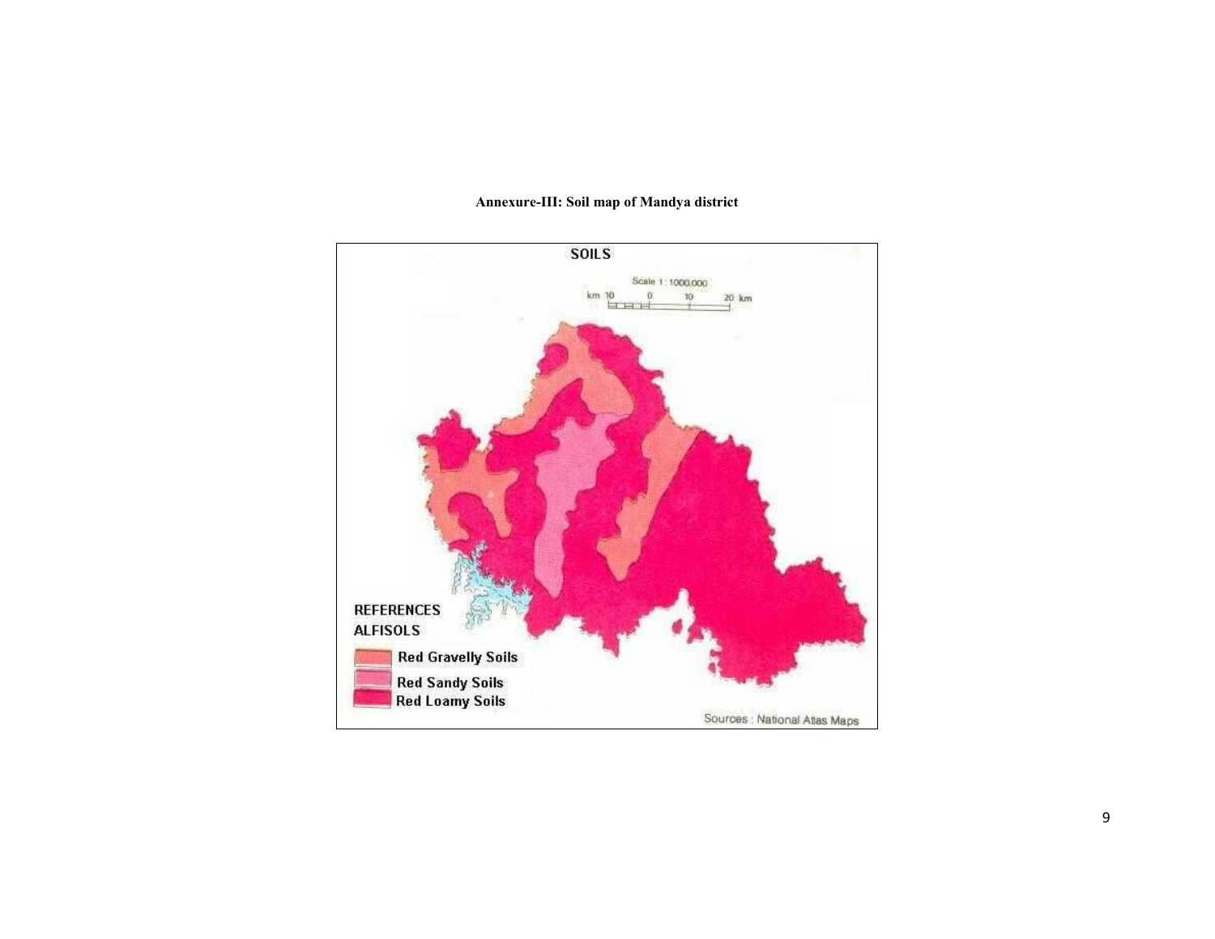**Annexure-III: Soil map of Mandya district**

SOILS

Scale 1 : 1000,000

km 10 0 10 20 km

REFERENCES

ALFISOLS

Red Gravelly Soils

Red Sandy Soils

Red Loamy Soils

Sources : National Atlas Maps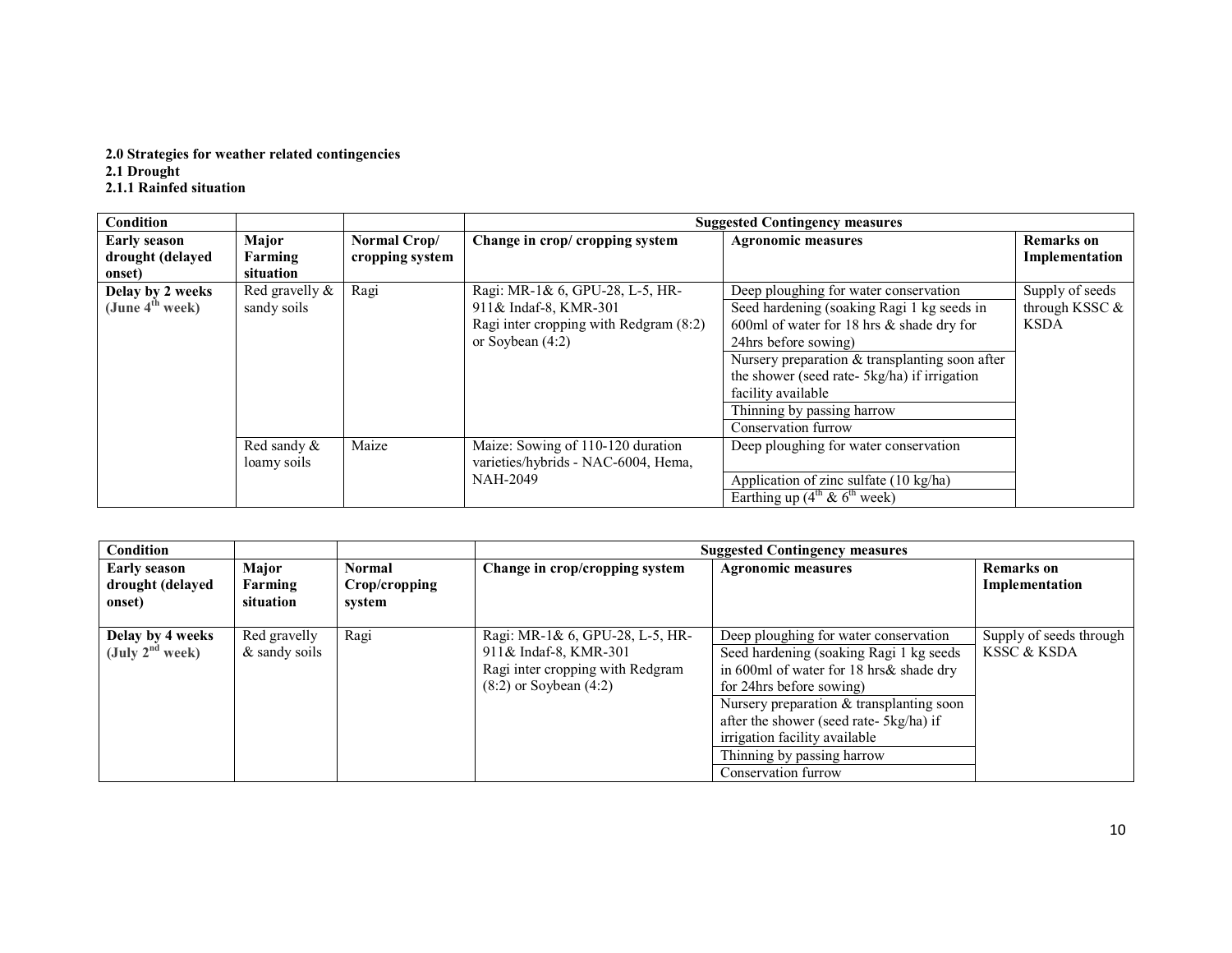**2.0 Strategies for weather related contingencies**

**2.1 Drought**

**2.1.1 Rainfed situation**

| Condition | | | Suggested Contingency measures | | |
|---|---|---|---|---|---|
| **Early season drought (delayed onset)** | **Major Farming situation** | **Normal Crop/ cropping system** | **Change in crop/ cropping system** | **Agronomic measures** | **Remarks on Implementation** |
| **Delay by 2 weeks (June 4th week)** | Red gravelly & sandy soils | Ragi | Ragi: MR-1& 6, GPU-28, L-5, HR-911& Indaf-8, KMR-301<br>Ragi inter cropping with Redgram (8:2) or Soybean (4:2) | Deep ploughing for water conservation<br>Seed hardening (soaking Ragi 1 kg seeds in 600ml of water for 18 hrs & shade dry for 24hrs before sowing)<br>Nursery preparation & transplanting soon after the shower (seed rate- 5kg/ha) if irrigation facility available<br>Thinning by passing harrow<br>Conservation furrow | Supply of seeds through KSSC & KSDA |
| | Red sandy & loamy soils | Maize | Maize: Sowing of 110-120 duration varieties/hybrids - NAC-6004, Hema, NAH-2049 | Deep ploughing for water conservation<br>Application of zinc sulfate (10 kg/ha)<br>Earthing up (4th & 6th week) | |

| Condition | | | Suggested Contingency measures | | |
|---|---|---|---|---|---|
| **Early season drought (delayed onset)** | **Major Farming situation** | **Normal Crop/cropping system** | **Change in crop/cropping system** | **Agronomic measures** | **Remarks on Implementation** |
| **Delay by 4 weeks (July 2nd week)** | Red gravelly & sandy soils | Ragi | Ragi: MR-1& 6, GPU-28, L-5, HR-911& Indaf-8, KMR-301<br>Ragi inter cropping with Redgram (8:2) or Soybean (4:2) | Deep ploughing for water conservation<br>Seed hardening (soaking Ragi 1 kg seeds in 600ml of water for 18 hrs& shade dry for 24hrs before sowing)<br>Nursery preparation & transplanting soon after the shower (seed rate- 5kg/ha) if irrigation facility available<br>Thinning by passing harrow<br>Conservation furrow | Supply of seeds through KSSC & KSDA |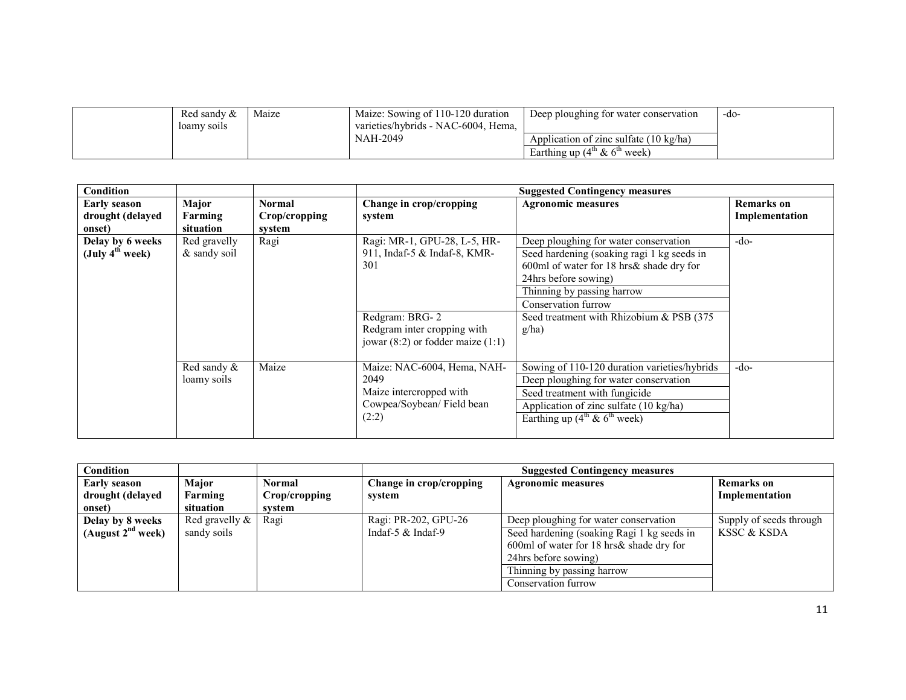|  | Red sandy & loamy soils | Maize | Maize: Sowing of 110-120 duration varieties/hybrids - NAC-6004, Hema, NAH-2049 | Deep ploughing for water conservation<br>Application of zinc sulfate (10 kg/ha)<br>Earthing up ($4^{th}$ & $6^{th}$ week) | -do- |
|---|---|---|---|---|---|

| Condition |  |  | Suggested Contingency measures |  |  |
|---|---|---|---|---|---|
| **Early season drought (delayed onset)** | **Major Farming situation** | **Normal Crop/cropping system** | **Change in crop/cropping system** | **Agronomic measures** | **Remarks on Implementation** |
| **Delay by 6 weeks (July $4^{th}$ week)** | Red gravelly & sandy soil | Ragi | Ragi: MR-1, GPU-28, L-5, HR-911, Indaf-5 & Indaf-8, KMR-301 | Deep ploughing for water conservation<br>Seed hardening (soaking ragi 1 kg seeds in 600ml of water for 18 hrs& shade dry for 24hrs before sowing)<br>Thinning by passing harrow<br>Conservation furrow | -do- |
|  |  |  | Redgram: BRG- 2<br>Redgram inter cropping with jowar (8:2) or fodder maize (1:1) | Seed treatment with Rhizobium & PSB (375 g/ha) |  |
|  | Red sandy & loamy soils | Maize | Maize: NAC-6004, Hema, NAH-2049<br>Maize intercropped with Cowpea/Soybean/ Field bean (2:2) | Sowing of 110-120 duration varieties/hybrids<br>Deep ploughing for water conservation<br>Seed treatment with fungicide<br>Application of zinc sulfate (10 kg/ha)<br>Earthing up ($4^{th}$ & $6^{th}$ week) | -do- |

| Condition |  |  | Suggested Contingency measures |  |  |
|---|---|---|---|---|---|
| **Early season drought (delayed onset)** | **Major Farming situation** | **Normal Crop/cropping system** | **Change in crop/cropping system** | **Agronomic measures** | **Remarks on Implementation** |
| **Delay by 8 weeks (August $2^{nd}$ week)** | Red gravelly & sandy soils | Ragi | Ragi: PR-202, GPU-26<br>Indaf-5 & Indaf-9 | Deep ploughing for water conservation<br>Seed hardening (soaking Ragi 1 kg seeds in 600ml of water for 18 hrs& shade dry for 24hrs before sowing)<br>Thinning by passing harrow<br>Conservation furrow | Supply of seeds through KSSC & KSDA |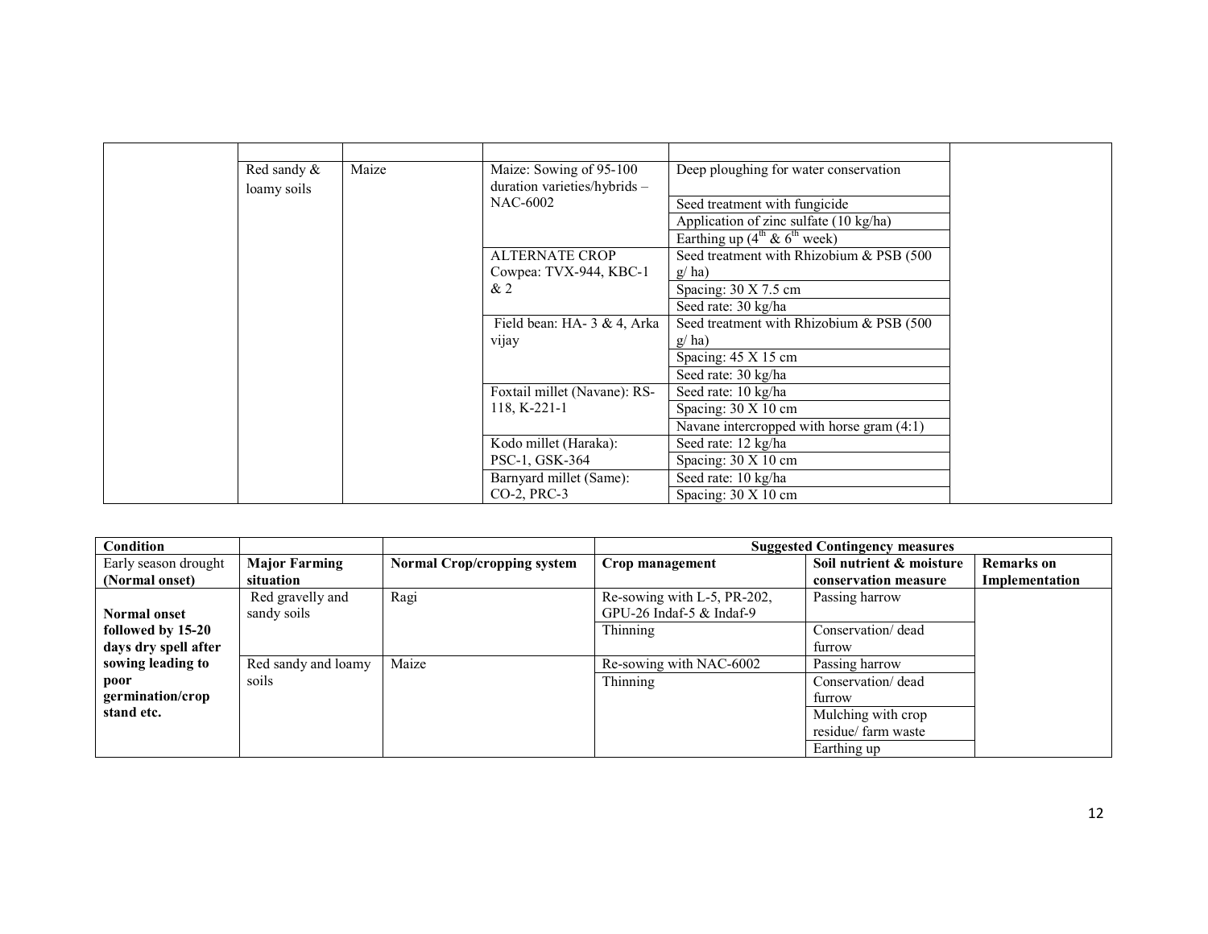| | | | | | |
|---|---|---|---|---|---|
| | Red sandy & loamy soils | Maize | Maize: Sowing of 95-100 duration varieties/hybrids – NAC-6002 | Deep ploughing for water conservation | |
| | | | | Seed treatment with fungicide | |
| | | | | Application of zinc sulfate (10 kg/ha) | |
| | | | | Earthing up (4[th] & 6[th] week) | |
| | | | ALTERNATE CROP Cowpea: TVX-944, KBC-1 & 2 | Seed treatment with Rhizobium & PSB (500 g/ ha) | |
| | | | | Spacing: 30 X 7.5 cm | |
| | | | | Seed rate: 30 kg/ha | |
| | | | Field bean: HA- 3 & 4, Arka vijay | Seed treatment with Rhizobium & PSB (500 g/ ha) | |
| | | | | Spacing: 45 X 15 cm | |
| | | | | Seed rate: 30 kg/ha | |
| | | | Foxtail millet (Navane): RS-118, K-221-1 | Seed rate: 10 kg/ha | |
| | | | | Spacing: 30 X 10 cm | |
| | | | | Navane intercropped with horse gram (4:1) | |
| | | | Kodo millet (Haraka): PSC-1, GSK-364 | Seed rate: 12 kg/ha | |
| | | | | Spacing: 30 X 10 cm | |
| | | | Barnyard millet (Same): CO-2, PRC-3 | Seed rate: 10 kg/ha | |
| | | | | Spacing: 30 X 10 cm | |

| Condition | | | Suggested Contingency measures | | |
|---|---|---|---|---|---|
| Early season drought (Normal onset) | **Major Farming situation** | **Normal Crop/cropping system** | **Crop management** | **Soil nutrient & moisture conservation measure** | **Remarks on Implementation** |
| **Normal onset followed by 15-20 days dry spell after sowing leading to poor germination/crop stand etc.** | Red gravelly and sandy soils | Ragi | Re-sowing with L-5, PR-202, GPU-26 Indaf-5 & Indaf-9 | Passing harrow | |
| | | | Thinning | Conservation/ dead furrow | |
| | Red sandy and loamy soils | Maize | Re-sowing with NAC-6002 | Passing harrow | |
| | | | Thinning | Conservation/ dead furrow | |
| | | | | Mulching with crop residue/ farm waste | |
| | | | | Earthing up | |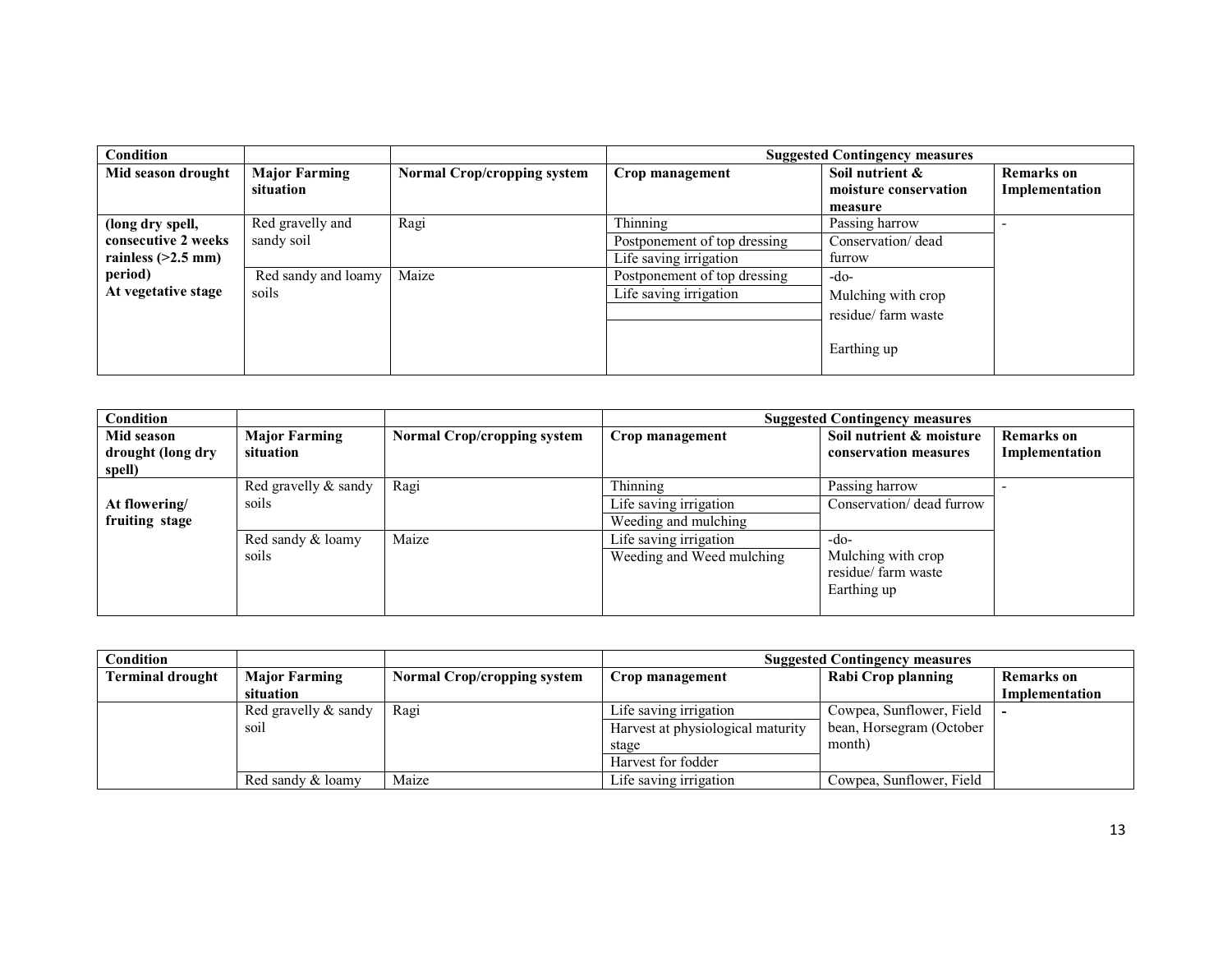| Condition | | | Suggested Contingency measures | | |
|---|---|---|---|---|---|
| **Mid season drought** | **Major Farming situation** | **Normal Crop/cropping system** | **Crop management** | **Soil nutrient & moisture conservation measure** | **Remarks on Implementation** |
| **(long dry spell, consecutive 2 weeks rainless (>2.5 mm) period) At vegetative stage** | Red gravelly and sandy soil | Ragi | Thinning | Passing harrow | - |
| | | | Postponement of top dressing | Conservation/ dead furrow | |
| | | | Life saving irrigation | | |
| | Red sandy and loamy soils | Maize | Postponement of top dressing | -do- | |
| | | | Life saving irrigation | Mulching with crop residue/ farm waste | |
| | | | | Earthing up | |

| Condition | | | Suggested Contingency measures | | |
|---|---|---|---|---|---|
| **Mid season drought (long dry spell)** | **Major Farming situation** | **Normal Crop/cropping system** | **Crop management** | **Soil nutrient & moisture conservation measures** | **Remarks on Implementation** |
| **At flowering/ fruiting stage** | Red gravelly & sandy soils | Ragi | Thinning | Passing harrow | - |
| | | | Life saving irrigation | Conservation/ dead furrow | |
| | | | Weeding and mulching | | |
| | Red sandy & loamy soils | Maize | Life saving irrigation | -do- | |
| | | | Weeding and Weed mulching | Mulching with crop residue/ farm waste<br>Earthing up | |

| Condition | | | Suggested Contingency measures | | |
|---|---|---|---|---|---|
| **Terminal drought** | **Major Farming situation** | **Normal Crop/cropping system** | **Crop management** | **Rabi Crop planning** | **Remarks on Implementation** |
| | Red gravelly & sandy soil | Ragi | Life saving irrigation | Cowpea, Sunflower, Field bean, Horsegram (October month) | - |
| | | | Harvest at physiological maturity stage | | |
| | | | Harvest for fodder | | |
| | Red sandy & loamy | Maize | Life saving irrigation | Cowpea, Sunflower, Field | |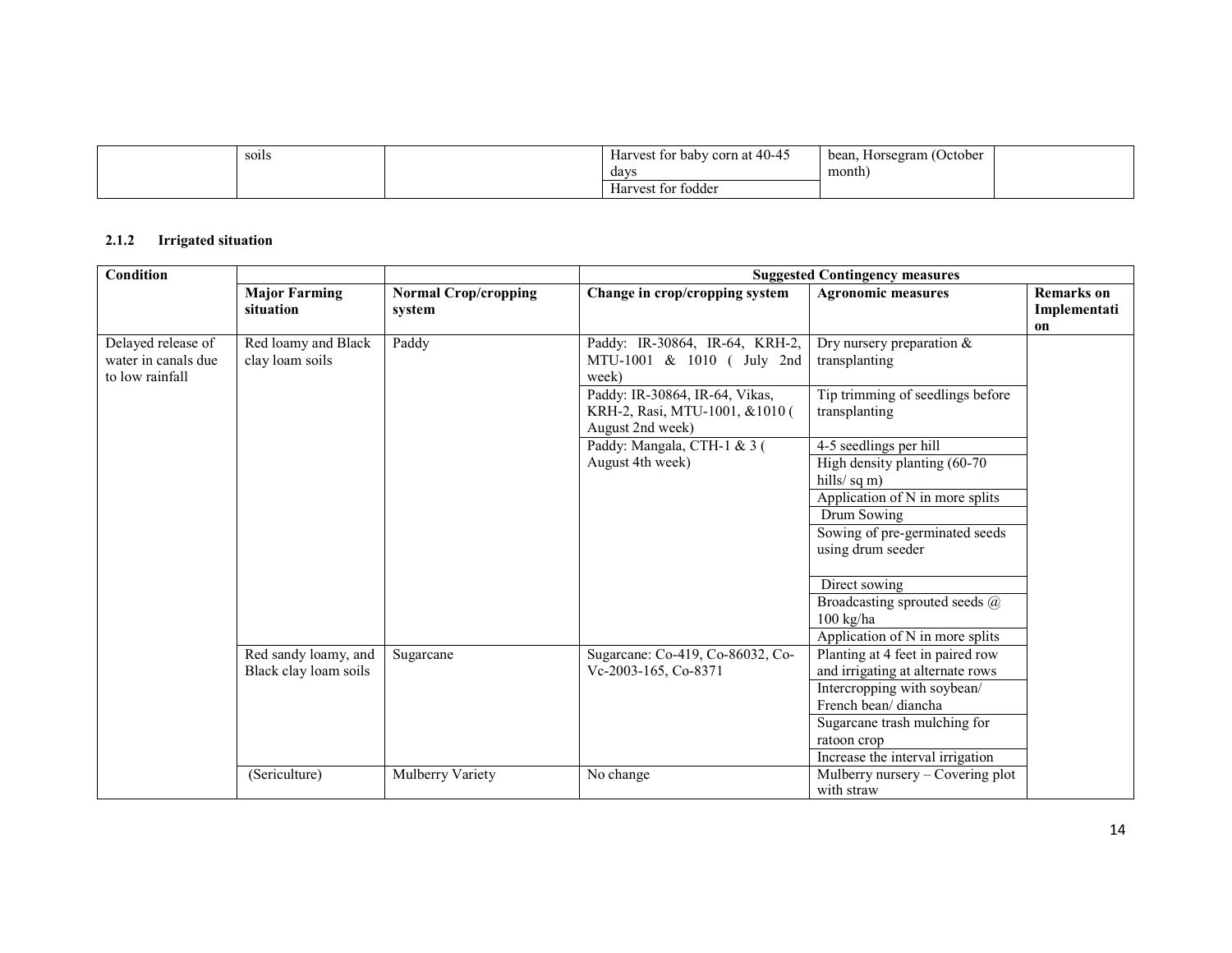|  | soils |  | Harvest for baby corn at 40-45 days | bean, Horsegram (October month) |  |
|---|---|---|---|---|---|
|  |  |  | Harvest for fodder |  |  |

### 2.1.2 Irrigated situation

| Condition | | | Suggested Contingency measures | | |
|---|---|---|---|---|---|
| | **Major Farming situation** | **Normal Crop/cropping system** | **Change in crop/cropping system** | **Agronomic measures** | **Remarks on Implementation** |
| Delayed release of water in canals due to low rainfall | Red loamy and Black clay loam soils | Paddy | Paddy: IR-30864, IR-64, KRH-2, MTU-1001 & 1010 ( July 2nd week) | Dry nursery preparation & transplanting | |
| | | | Paddy: IR-30864, IR-64, Vikas, KRH-2, Rasi, MTU-1001, &1010 ( August 2nd week) | Tip trimming of seedlings before transplanting | |
| | | | Paddy: Mangala, CTH-1 & 3 ( August 4th week) | 4-5 seedlings per hill | |
| | | | | High density planting (60-70 hills/ sq m) | |
| | | | | Application of N in more splits | |
| | | | | Drum Sowing | |
| | | | | Sowing of pre-germinated seeds using drum seeder | |
| | | | | Direct sowing | |
| | | | | Broadcasting sprouted seeds @ 100 kg/ha | |
| | | | | Application of N in more splits | |
| | Red sandy loamy, and Black clay loam soils | Sugarcane | Sugarcane: Co-419, Co-86032, Co-Vc-2003-165, Co-8371 | Planting at 4 feet in paired row and irrigating at alternate rows | |
| | | | | Intercropping with soybean/ French bean/ diancha | |
| | | | | Sugarcane trash mulching for ratoon crop | |
| | | | | Increase the interval irrigation | |
| | (Sericulture) | Mulberry Variety | No change | Mulberry nursery – Covering plot with straw | |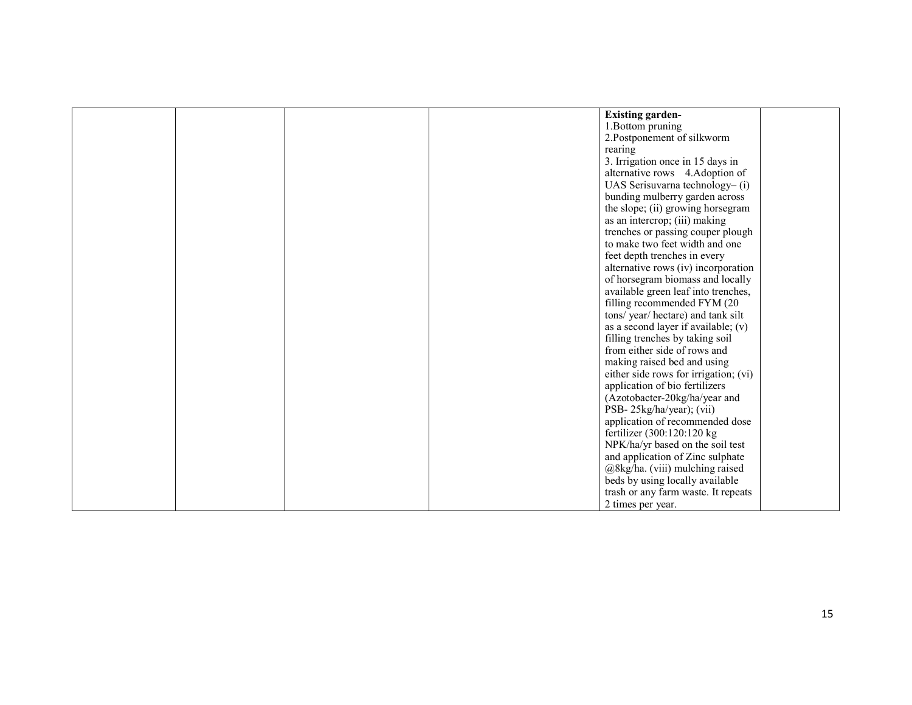|  |  |  |  | **Existing garden-**<br>1.Bottom pruning<br>2.Postponement of silkworm rearing<br>3. Irrigation once in 15 days in alternative rows 4.Adoption of UAS Serisuvarna technology– (i) bunding mulberry garden across the slope; (ii) growing horsegram as an intercrop; (iii) making trenches or passing couper plough to make two feet width and one feet depth trenches in every alternative rows (iv) incorporation of horsegram biomass and locally available green leaf into trenches, filling recommended FYM (20 tons/ year/ hectare) and tank silt as a second layer if available; (v) filling trenches by taking soil from either side of rows and making raised bed and using either side rows for irrigation; (vi) application of bio fertilizers (Azotobacter-20kg/ha/year and PSB- 25kg/ha/year); (vii) application of recommended dose fertilizer (300:120:120 kg NPK/ha/yr based on the soil test and application of Zinc sulphate @8kg/ha. (viii) mulching raised beds by using locally available trash or any farm waste. It repeats 2 times per year. |  |
|---|---|---|---|---|---|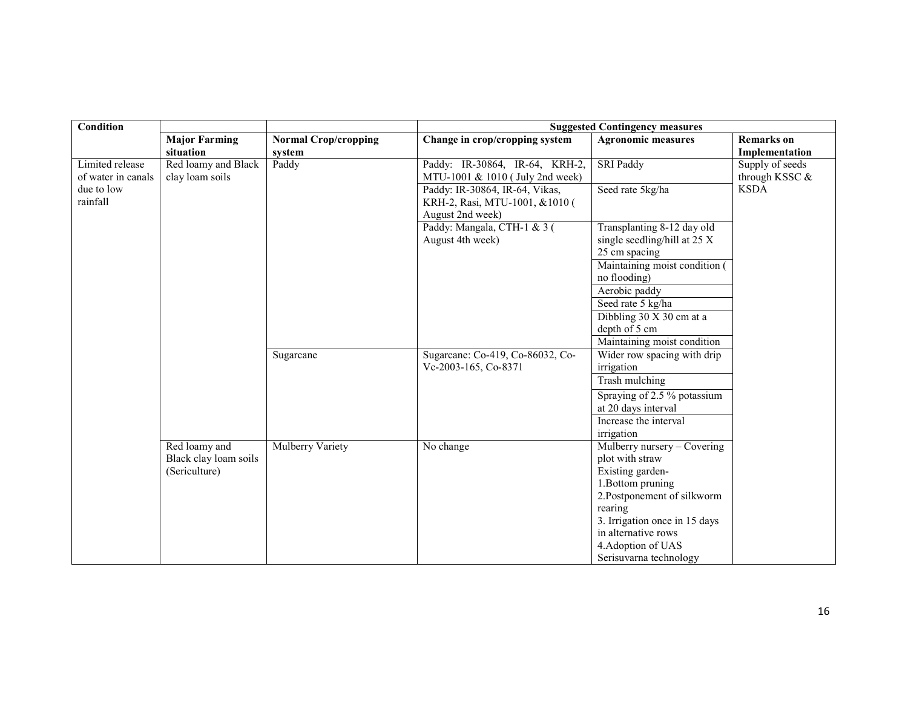| Condition | | | Suggested Contingency measures | | |
|---|---|---|---|---|---|
| | Major Farming situation | Normal Crop/cropping system | Change in crop/cropping system | Agronomic measures | Remarks on Implementation |
| Limited release of water in canals due to low rainfall | Red loamy and Black clay loam soils | Paddy | Paddy: IR-30864, IR-64, KRH-2, MTU-1001 & 1010 ( July 2nd week) | SRI Paddy | Supply of seeds through KSSC & KSDA |
| | | | Paddy: IR-30864, IR-64, Vikas, KRH-2, Rasi, MTU-1001, &1010 ( August 2nd week) | Seed rate 5kg/ha | |
| | | | Paddy: Mangala, CTH-1 & 3 ( August 4th week) | Transplanting 8-12 day old single seedling/hill at 25 X 25 cm spacing | |
| | | | | Maintaining moist condition ( no flooding) | |
| | | | | Aerobic paddy | |
| | | | | Seed rate 5 kg/ha | |
| | | | | Dibbling 30 X 30 cm at a depth of 5 cm | |
| | | | | Maintaining moist condition | |
| | | Sugarcane | Sugarcane: Co-419, Co-86032, Co-Vc-2003-165, Co-8371 | Wider row spacing with drip irrigation | |
| | | | | Trash mulching | |
| | | | | Spraying of 2.5 % potassium at 20 days interval | |
| | | | | Increase the interval irrigation | |
| | Red loamy and Black clay loam soils (Sericulture) | Mulberry Variety | No change | Mulberry nursery – Covering plot with straw<br>Existing garden-<br>1.Bottom pruning<br>2.Postponement of silkworm rearing<br>3. Irrigation once in 15 days in alternative rows<br>4.Adoption of UAS Serisuvarna technology | |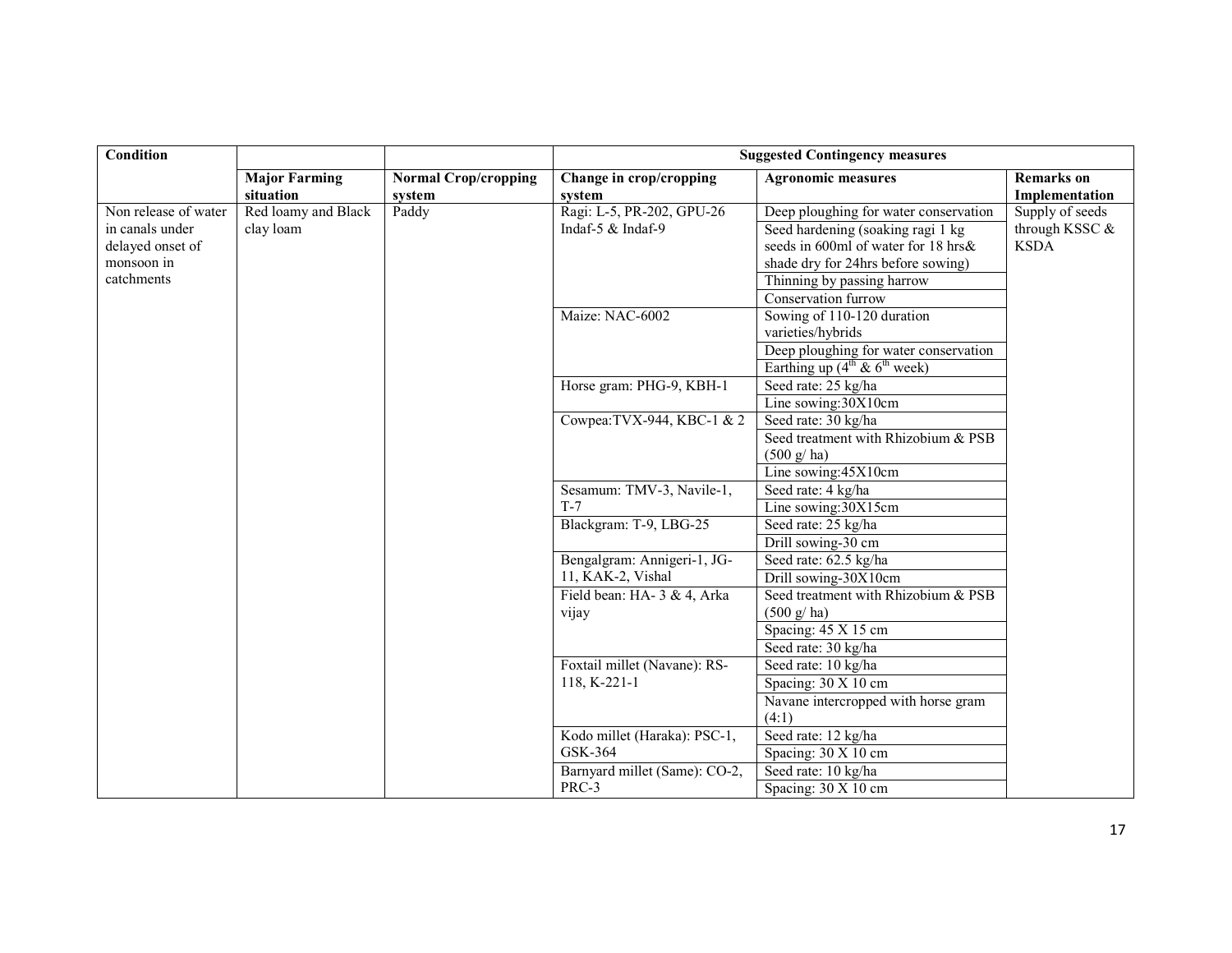| Condition | | | Suggested Contingency measures | | |
|---|---|---|---|---|---|
| | Major Farming situation | Normal Crop/cropping system | Change in crop/cropping system | Agronomic measures | Remarks on Implementation |
| Non release of water in canals under delayed onset of monsoon in catchments | Red loamy and Black clay loam | Paddy | Ragi: L-5, PR-202, GPU-26 Indaf-5 & Indaf-9 | Deep ploughing for water conservation | Supply of seeds through KSSC & KSDA |
| | | | | Seed hardening (soaking ragi 1 kg seeds in 600ml of water for 18 hrs& shade dry for 24hrs before sowing) | |
| | | | | Thinning by passing harrow | |
| | | | | Conservation furrow | |
| | | | Maize: NAC-6002 | Sowing of 110-120 duration varieties/hybrids | |
| | | | | Deep ploughing for water conservation | |
| | | | | Earthing up ($4^{th}$ & $6^{th}$ week) | |
| | | | Horse gram: PHG-9, KBH-1 | Seed rate: 25 kg/ha | |
| | | | | Line sowing:30X10cm | |
| | | | Cowpea:TVX-944, KBC-1 & 2 | Seed rate: 30 kg/ha | |
| | | | | Seed treatment with Rhizobium & PSB (500 g/ ha) | |
| | | | | Line sowing:45X10cm | |
| | | | Sesamum: TMV-3, Navile-1, T-7 | Seed rate: 4 kg/ha | |
| | | | | Line sowing:30X15cm | |
| | | | Blackgram: T-9, LBG-25 | Seed rate: 25 kg/ha | |
| | | | | Drill sowing-30 cm | |
| | | | Bengalgram: Annigeri-1, JG-11, KAK-2, Vishal | Seed rate: 62.5 kg/ha | |
| | | | | Drill sowing-30X10cm | |
| | | | Field bean: HA- 3 & 4, Arka vijay | Seed treatment with Rhizobium & PSB (500 g/ ha) | |
| | | | | Spacing: 45 X 15 cm | |
| | | | | Seed rate: 30 kg/ha | |
| | | | Foxtail millet (Navane): RS-118, K-221-1 | Seed rate: 10 kg/ha | |
| | | | | Spacing: 30 X 10 cm | |
| | | | | Navane intercropped with horse gram (4:1) | |
| | | | Kodo millet (Haraka): PSC-1, GSK-364 | Seed rate: 12 kg/ha | |
| | | | | Spacing: 30 X 10 cm | |
| | | | Barnyard millet (Same): CO-2, PRC-3 | Seed rate: 10 kg/ha | |
| | | | | Spacing: 30 X 10 cm | |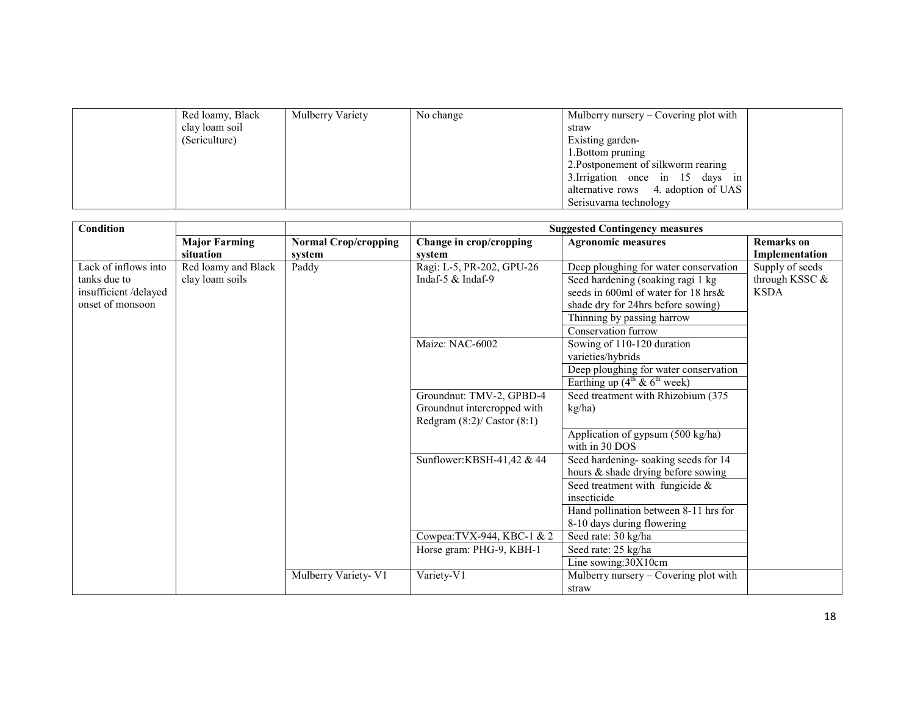| | Red loamy, Black clay loam soil (Sericulture) | Mulberry Variety | No change | Mulberry nursery – Covering plot with straw<br>Existing garden-<br>1.Bottom pruning<br>2.Postponement of silkworm rearing<br>3.Irrigation once in 15 days in alternative rows 4. adoption of UAS Serisuvarna technology | |
|---|---|---|---|---|---|

| Condition | | | Suggested Contingency measures | | |
|---|---|---|---|---|---|
| | **Major Farming situation** | **Normal Crop/cropping system** | **Change in crop/cropping system** | **Agronomic measures** | **Remarks on Implementation** |
| Lack of inflows into tanks due to insufficient /delayed onset of monsoon | Red loamy and Black clay loam soils | Paddy | Ragi: L-5, PR-202, GPU-26 Indaf-5 & Indaf-9 | Deep ploughing for water conservation | Supply of seeds through KSSC & KSDA |
| | | | | Seed hardening (soaking ragi 1 kg seeds in 600ml of water for 18 hrs& shade dry for 24hrs before sowing) | |
| | | | | Thinning by passing harrow | |
| | | | | Conservation furrow | |
| | | | Maize: NAC-6002 | Sowing of 110-120 duration varieties/hybrids | |
| | | | | Deep ploughing for water conservation | |
| | | | | Earthing up (4[th] & 6[th] week) | |
| | | | Groundnut: TMV-2, GPBD-4 Groundnut intercropped with Redgram (8:2)/ Castor (8:1) | Seed treatment with Rhizobium (375 kg/ha) | |
| | | | | Application of gypsum (500 kg/ha) with in 30 DOS | |
| | | | Sunflower:KBSH-41,42 & 44 | Seed hardening- soaking seeds for 14 hours & shade drying before sowing | |
| | | | | Seed treatment with fungicide & insecticide | |
| | | | | Hand pollination between 8-11 hrs for 8-10 days during flowering | |
| | | | Cowpea:TVX-944, KBC-1 & 2 | Seed rate: 30 kg/ha | |
| | | | Horse gram: PHG-9, KBH-1 | Seed rate: 25 kg/ha | |
| | | | | Line sowing:30X10cm | |
| | | Mulberry Variety- V1 | Variety-V1 | Mulberry nursery – Covering plot with straw | |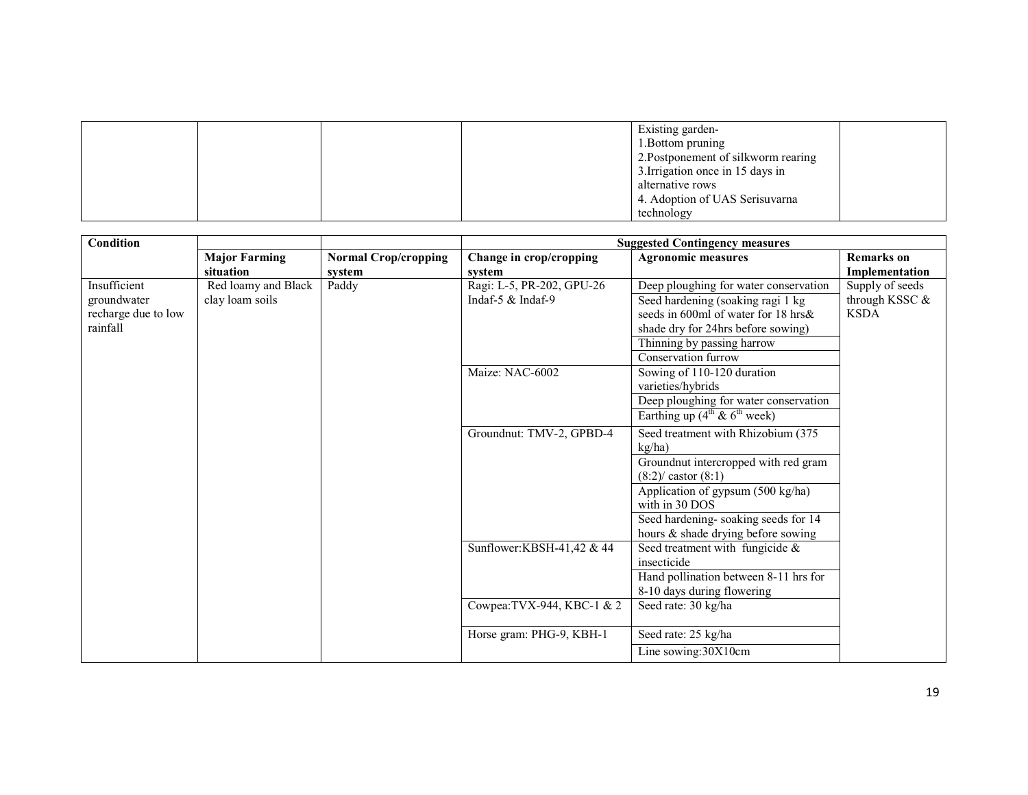| | | | | | |
|---|---|---|---|---|---|
| | | | | Existing garden-<br>1.Bottom pruning<br>2.Postponement of silkworm rearing<br>3.Irrigation once in 15 days in alternative rows<br>4. Adoption of UAS Serisuvarna technology | |

| Condition | | | Suggested Contingency measures | | |
|---|---|---|---|---|---|
| | Major Farming situation | Normal Crop/cropping system | Change in crop/cropping system | Agronomic measures | Remarks on Implementation |
| Insufficient groundwater recharge due to low rainfall | Red loamy and Black clay loam soils | Paddy | Ragi: L-5, PR-202, GPU-26 Indaf-5 & Indaf-9 | Deep ploughing for water conservation | Supply of seeds through KSSC & KSDA |
| | | | | Seed hardening (soaking ragi 1 kg seeds in 600ml of water for 18 hrs& shade dry for 24hrs before sowing) | |
| | | | | Thinning by passing harrow | |
| | | | | Conservation furrow | |
| | | | Maize: NAC-6002 | Sowing of 110-120 duration varieties/hybrids | |
| | | | | Deep ploughing for water conservation | |
| | | | | Earthing up ($4^{th}$ & $6^{th}$ week) | |
| | | | Groundnut: TMV-2, GPBD-4 | Seed treatment with Rhizobium (375 kg/ha) | |
| | | | | Groundnut intercropped with red gram (8:2)/ castor (8:1) | |
| | | | | Application of gypsum (500 kg/ha) with in 30 DOS | |
| | | | | Seed hardening- soaking seeds for 14 hours & shade drying before sowing | |
| | | | Sunflower:KBSH-41,42 & 44 | Seed treatment with fungicide & insecticide | |
| | | | | Hand pollination between 8-11 hrs for 8-10 days during flowering | |
| | | | Cowpea:TVX-944, KBC-1 & 2 | Seed rate: 30 kg/ha | |
| | | | Horse gram: PHG-9, KBH-1 | Seed rate: 25 kg/ha | |
| | | | | Line sowing:30X10cm | |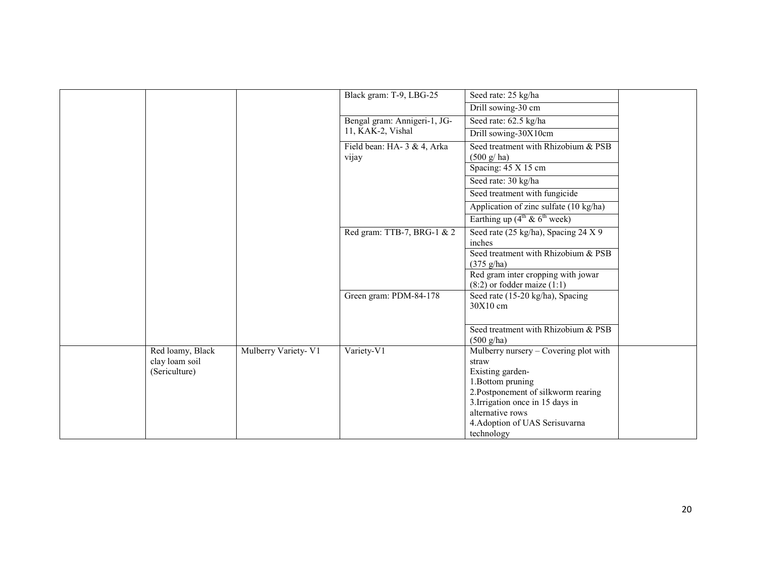| | | | | | |
|---|---|---|---|---|---|
| | | | Black gram: T-9, LBG-25 | Seed rate: 25 kg/ha | |
| | | | | Drill sowing-30 cm | |
| | | | Bengal gram: Annigeri-1, JG-11, KAK-2, Vishal | Seed rate: 62.5 kg/ha | |
| | | | | Drill sowing-30X10cm | |
| | | | Field bean: HA- 3 & 4, Arka vijay | Seed treatment with Rhizobium & PSB (500 g/ ha) | |
| | | | | Spacing: 45 X 15 cm | |
| | | | | Seed rate: 30 kg/ha | |
| | | | | Seed treatment with fungicide | |
| | | | | Application of zinc sulfate (10 kg/ha) | |
| | | | | Earthing up ($4^{th}$ & $6^{th}$ week) | |
| | | | Red gram: TTB-7, BRG-1 & 2 | Seed rate (25 kg/ha), Spacing 24 X 9 inches | |
| | | | | Seed treatment with Rhizobium & PSB (375 g/ha) | |
| | | | | Red gram inter cropping with jowar (8:2) or fodder maize (1:1) | |
| | | | Green gram: PDM-84-178 | Seed rate (15-20 kg/ha), Spacing 30X10 cm | |
| | | | | Seed treatment with Rhizobium & PSB (500 g/ha) | |
| | Red loamy, Black clay loam soil (Sericulture) | Mulberry Variety- V1 | Variety-V1 | Mulberry nursery – Covering plot with straw<br>Existing garden-<br>1.Bottom pruning<br>2.Postponement of silkworm rearing<br>3.Irrigation once in 15 days in alternative rows<br>4.Adoption of UAS Serisuvarna technology | |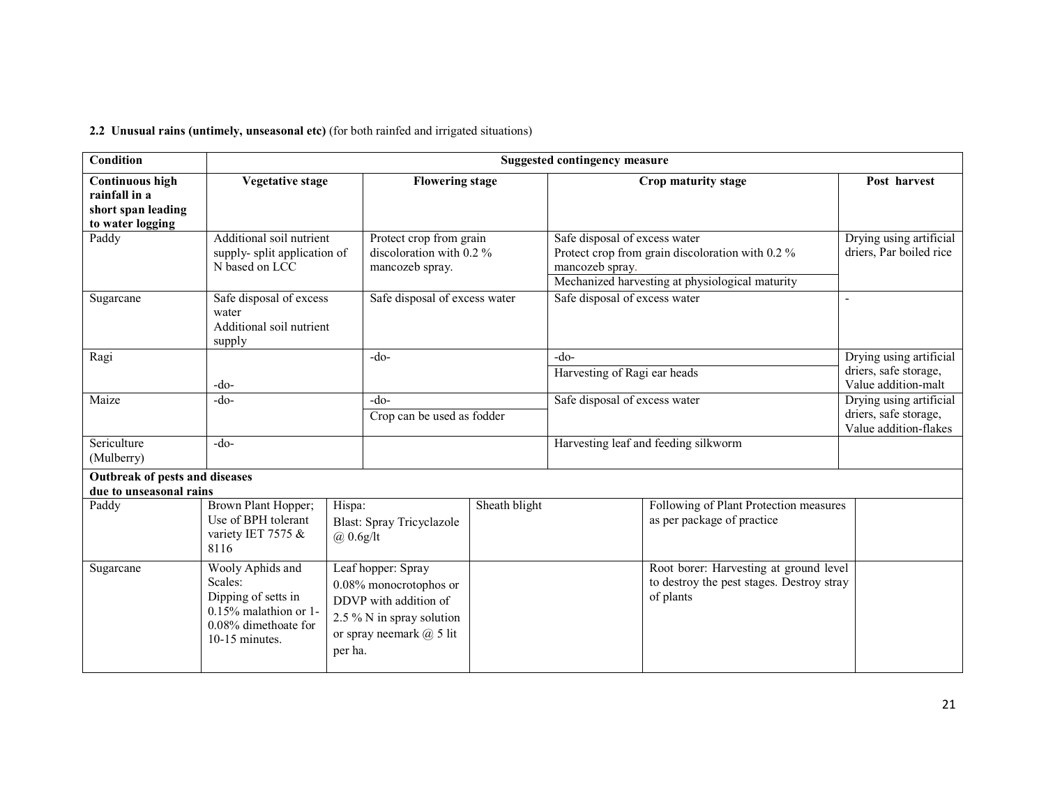**2.2 Unusual rains (untimely, unseasonal etc)** (for both rainfed and irrigated situations)

| Condition | Suggested contingency measure | | | |
|---|---|---|---|---|
| **Continuous high rainfall in a short span leading to water logging** | **Vegetative stage** | **Flowering stage** | **Crop maturity stage** | **Post harvest** |
| Paddy | Additional soil nutrient supply- split application of N based on LCC | Protect crop from grain discoloration with 0.2 % mancozeb spray. | Safe disposal of excess water<br>Protect crop from grain discoloration with 0.2 % mancozeb spray.<br>Mechanized harvesting at physiological maturity | Drying using artificial driers, Par boiled rice |
| Sugarcane | Safe disposal of excess water<br>Additional soil nutrient supply | Safe disposal of excess water | Safe disposal of excess water | - |
| Ragi | -do- | -do- | -do-<br>Harvesting of Ragi ear heads | Drying using artificial driers, safe storage, Value addition-malt |
| Maize | -do- | -do-<br>Crop can be used as fodder | Safe disposal of excess water | Drying using artificial driers, safe storage, Value addition-flakes |
| Sericulture (Mulberry) | -do- | | Harvesting leaf and feeding silkworm | |
| **Outbreak of pests and diseases due to unseasonal rains** | | | | |
| Paddy | Brown Plant Hopper; Use of BPH tolerant variety IET 7575 & 8116 | Hispa:<br>Blast: Spray Tricyclazole @ 0.6g/lt | Sheath blight | Following of Plant Protection measures as per package of practice |
| Sugarcane | Wooly Aphids and Scales:<br>Dipping of setts in 0.15% malathion or 1-0.08% dimethoate for 10-15 minutes. | Leaf hopper: Spray 0.08% monocrotophos or DDVP with addition of 2.5 % N in spray solution or spray neemark @ 5 lit per ha. | | Root borer: Harvesting at ground level to destroy the pest stages. Destroy stray of plants |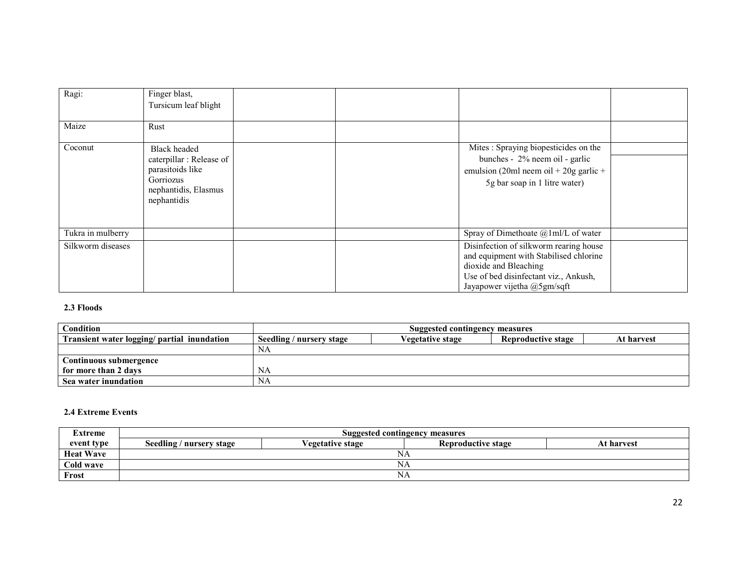| | | | | | |
|---|---|---|---|---|---|
| Ragi: | Finger blast, Tursicum leaf blight | | | | |
| Maize | Rust | | | | |
| Coconut | Black headed caterpillar : Release of parasitoids like Gorriozus nephantidis, Elasmus nephantidis | | | Mites : Spraying biopesticides on the bunches - 2% neem oil - garlic emulsion (20ml neem oil + 20g garlic + 5g bar soap in 1 litre water) | |
| Tukra in mulberry | | | | Spray of Dimethoate @1ml/L of water | |
| Silkworm diseases | | | | Disinfection of silkworm rearing house and equipment with Stabilised chlorine dioxide and Bleaching<br>Use of bed disinfectant viz., Ankush, Jayapower vijetha @5gm/sqft | |

**2.3 Floods**

| Condition | Suggested contingency measures | | | |
|---|---|---|---|---|
| Transient water logging/ partial inundation | Seedling / nursery stage | Vegetative stage | Reproductive stage | At harvest |
| | NA | | | |
| Continuous submergence for more than 2 days | NA | | | |
| Sea water inundation | NA | | | |

**2.4 Extreme Events**

| Extreme event type | Suggested contingency measures | | | |
|---|---|---|---|---|
| | Seedling / nursery stage | Vegetative stage | Reproductive stage | At harvest |
| Heat Wave | NA | | | |
| Cold wave | NA | | | |
| Frost | NA | | | |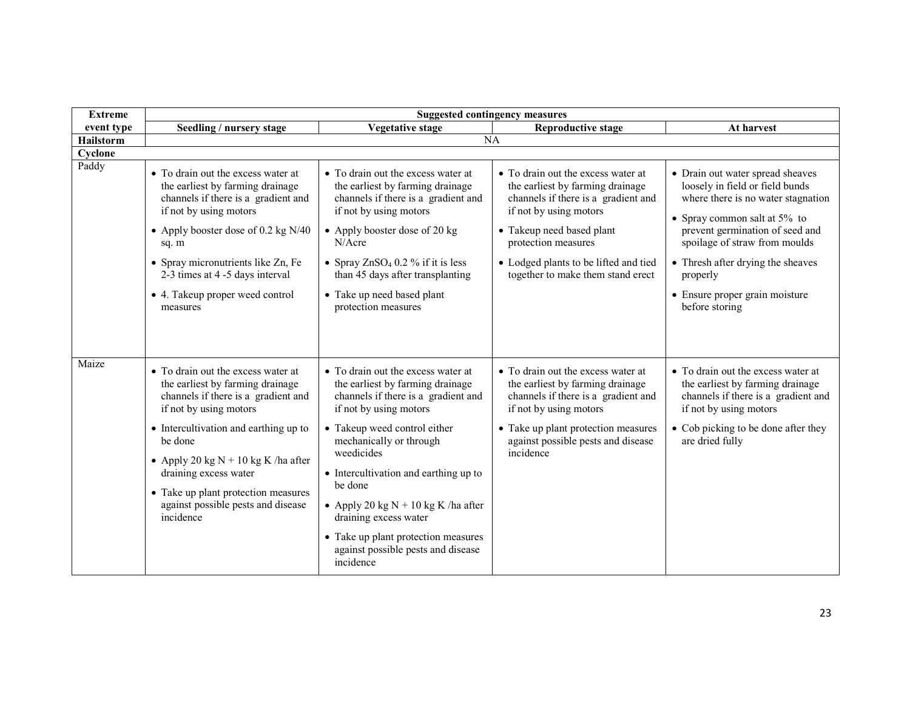| Extreme event type | Suggested contingency measures | | | |
|---|---|---|---|---|
| | Seedling / nursery stage | Vegetative stage | Reproductive stage | At harvest |
| **Hailstorm** | NA | | | |
| **Cyclone** | | | | |
| Paddy | • To drain out the excess water at the earliest by farming drainage channels if there is a gradient and if not by using motors<br>• Apply booster dose of 0.2 kg N/40 sq. m<br>• Spray micronutrients like Zn, Fe 2-3 times at 4 -5 days interval<br>• 4. Takeup proper weed control measures | • To drain out the excess water at the earliest by farming drainage channels if there is a gradient and if not by using motors<br>• Apply booster dose of 20 kg N/Acre<br>• Spray $ZnSO_4$ 0.2 % if it is less than 45 days after transplanting<br>• Take up need based plant protection measures | • To drain out the excess water at the earliest by farming drainage channels if there is a gradient and if not by using motors<br>• Takeup need based plant protection measures<br>• Lodged plants to be lifted and tied together to make them stand erect | • Drain out water spread sheaves loosely in field or field bunds where there is no water stagnation<br>• Spray common salt at 5% to prevent germination of seed and spoilage of straw from moulds<br>• Thresh after drying the sheaves properly<br>• Ensure proper grain moisture before storing |
| Maize | • To drain out the excess water at the earliest by farming drainage channels if there is a gradient and if not by using motors<br>• Intercultivation and earthing up to be done<br>• Apply 20 kg N + 10 kg K /ha after draining excess water<br>• Take up plant protection measures against possible pests and disease incidence | • To drain out the excess water at the earliest by farming drainage channels if there is a gradient and if not by using motors<br>• Takeup weed control either mechanically or through weedicides<br>• Intercultivation and earthing up to be done<br>• Apply 20 kg N + 10 kg K /ha after draining excess water<br>• Take up plant protection measures against possible pests and disease incidence | • To drain out the excess water at the earliest by farming drainage channels if there is a gradient and if not by using motors<br>• Take up plant protection measures against possible pests and disease incidence | • To drain out the excess water at the earliest by farming drainage channels if there is a gradient and if not by using motors<br>• Cob picking to be done after they are dried fully |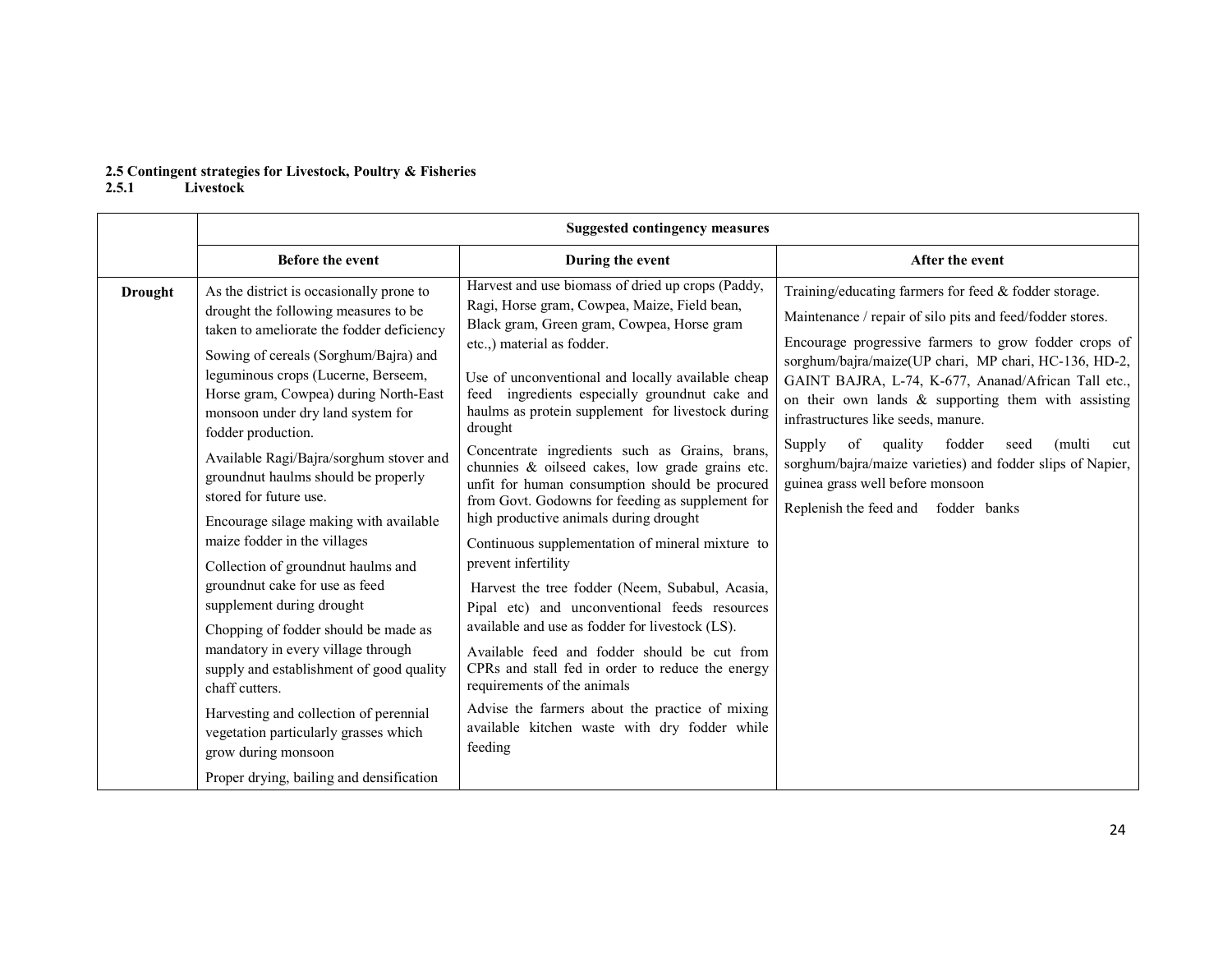**2.5 Contingent strategies for Livestock, Poultry & Fisheries**

**2.5.1 Livestock**

| | Suggested contingency measures | | |
|---|---|---|---|
| | **Before the event** | **During the event** | **After the event** |
| **Drought** | As the district is occasionally prone to drought the following measures to be taken to ameliorate the fodder deficiency<br><br>Sowing of cereals (Sorghum/Bajra) and leguminous crops (Lucerne, Berseem, Horse gram, Cowpea) during North-East monsoon under dry land system for fodder production.<br><br>Available Ragi/Bajra/sorghum stover and groundnut haulms should be properly stored for future use.<br><br>Encourage silage making with available maize fodder in the villages<br><br>Collection of groundnut haulms and groundnut cake for use as feed supplement during drought<br><br>Chopping of fodder should be made as mandatory in every village through supply and establishment of good quality chaff cutters.<br><br>Harvesting and collection of perennial vegetation particularly grasses which grow during monsoon<br><br>Proper drying, bailing and densification | Harvest and use biomass of dried up crops (Paddy, Ragi, Horse gram, Cowpea, Maize, Field bean, Black gram, Green gram, Cowpea, Horse gram etc.,) material as fodder.<br><br>Use of unconventional and locally available cheap feed ingredients especially groundnut cake and haulms as protein supplement for livestock during drought<br><br>Concentrate ingredients such as Grains, brans, chunnies & oilseed cakes, low grade grains etc. unfit for human consumption should be procured from Govt. Godowns for feeding as supplement for high productive animals during drought<br><br>Continuous supplementation of mineral mixture to prevent infertility<br><br>Harvest the tree fodder (Neem, Subabul, Acasia, Pipal etc) and unconventional feeds resources available and use as fodder for livestock (LS).<br><br>Available feed and fodder should be cut from CPRs and stall fed in order to reduce the energy requirements of the animals<br><br>Advise the farmers about the practice of mixing available kitchen waste with dry fodder while feeding | Training/educating farmers for feed & fodder storage.<br><br>Maintenance / repair of silo pits and feed/fodder stores.<br><br>Encourage progressive farmers to grow fodder crops of sorghum/bajra/maize(UP chari, MP chari, HC-136, HD-2, GAINT BAJRA, L-74, K-677, Ananad/African Tall etc., on their own lands & supporting them with assisting infrastructures like seeds, manure.<br><br>Supply of quality fodder seed (multi cut sorghum/bajra/maize varieties) and fodder slips of Napier, guinea grass well before monsoon<br><br>Replenish the feed and fodder banks |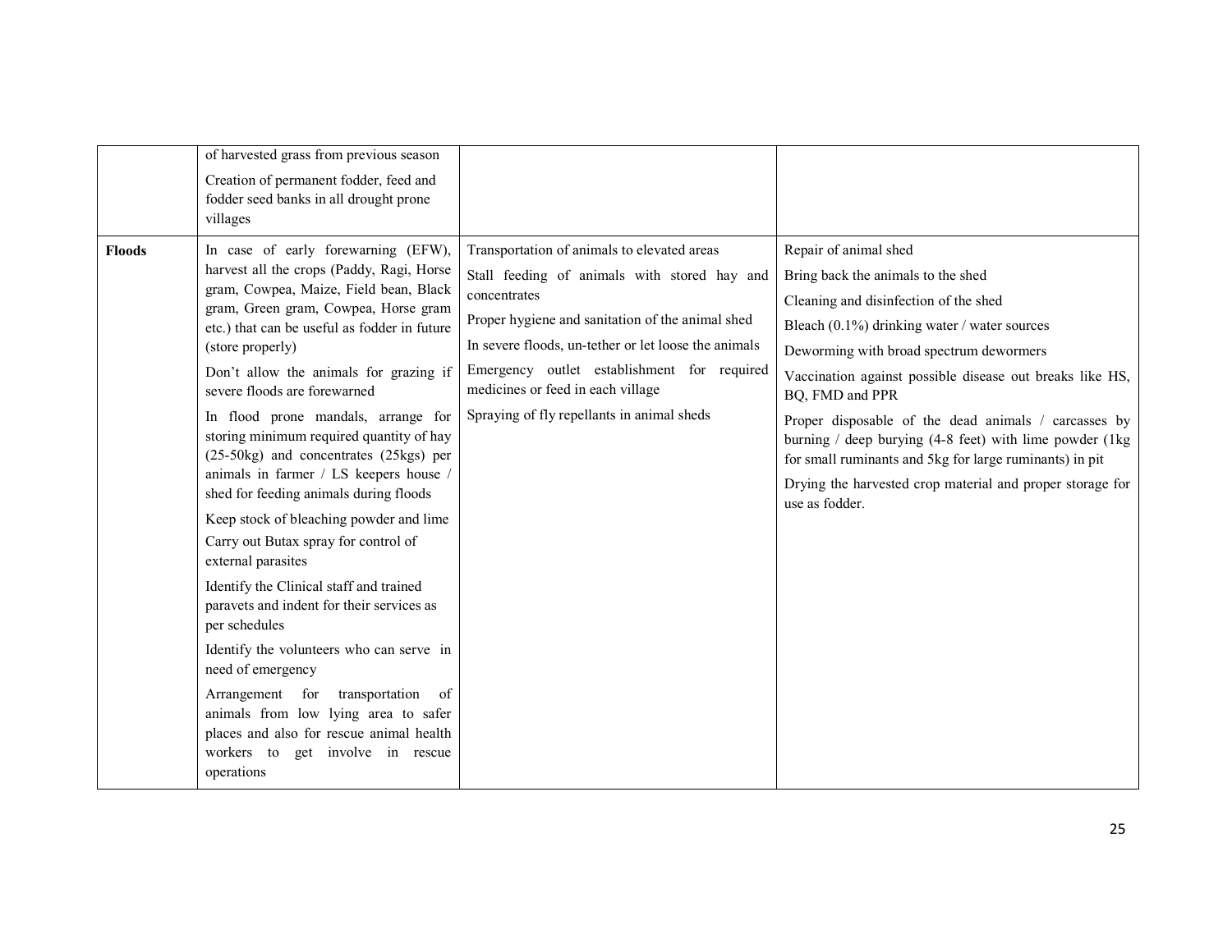| | | | |
|---|---|---|---|
| | of harvested grass from previous season<br>Creation of permanent fodder, feed and fodder seed banks in all drought prone villages | | |
| **Floods** | In case of early forewarning (EFW), harvest all the crops (Paddy, Ragi, Horse gram, Cowpea, Maize, Field bean, Black gram, Green gram, Cowpea, Horse gram etc.) that can be useful as fodder in future (store properly)<br>Don't allow the animals for grazing if severe floods are forewarned<br>In flood prone mandals, arrange for storing minimum required quantity of hay (25-50kg) and concentrates (25kgs) per animals in farmer / LS keepers house / shed for feeding animals during floods<br>Keep stock of bleaching powder and lime<br>Carry out Butax spray for control of external parasites<br>Identify the Clinical staff and trained paravets and indent for their services as per schedules<br>Identify the volunteers who can serve in need of emergency<br>Arrangement for transportation of animals from low lying area to safer places and also for rescue animal health workers to get involve in rescue operations | Transportation of animals to elevated areas<br>Stall feeding of animals with stored hay and concentrates<br>Proper hygiene and sanitation of the animal shed<br>In severe floods, un-tether or let loose the animals<br>Emergency outlet establishment for required medicines or feed in each village<br>Spraying of fly repellants in animal sheds | Repair of animal shed<br>Bring back the animals to the shed<br>Cleaning and disinfection of the shed<br>Bleach (0.1%) drinking water / water sources<br>Deworming with broad spectrum dewormers<br>Vaccination against possible disease out breaks like HS, BQ, FMD and PPR<br>Proper disposable of the dead animals / carcasses by burning / deep burying (4-8 feet) with lime powder (1kg for small ruminants and 5kg for large ruminants) in pit<br>Drying the harvested crop material and proper storage for use as fodder. |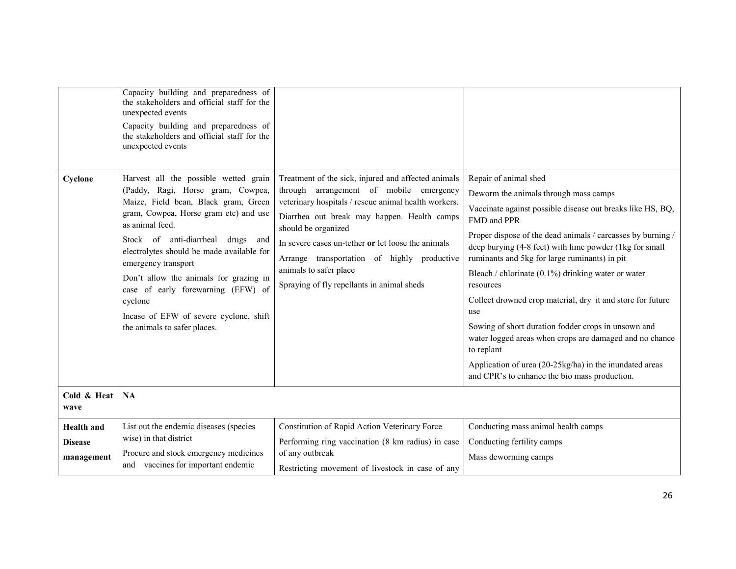|  |  |  |  |
|---|---|---|---|
|  | Capacity building and preparedness of the stakeholders and official staff for the unexpected events<br>Capacity building and preparedness of the stakeholders and official staff for the unexpected events |  |  |
| **Cyclone** | Harvest all the possible wetted grain (Paddy, Ragi, Horse gram, Cowpea, Maize, Field bean, Black gram, Green gram, Cowpea, Horse gram etc) and use as animal feed.<br>Stock of anti-diarrheal drugs and electrolytes should be made available for emergency transport<br>Don't allow the animals for grazing in case of early forewarning (EFW) of cyclone<br>Incase of EFW of severe cyclone, shift the animals to safer places. | Treatment of the sick, injured and affected animals through arrangement of mobile emergency veterinary hospitals / rescue animal health workers.<br>Diarrhea out break may happen. Health camps should be organized<br>In severe cases un-tether **or** let loose the animals<br>Arrange transportation of highly productive animals to safer place<br>Spraying of fly repellants in animal sheds | Repair of animal shed<br>Deworm the animals through mass camps<br>Vaccinate against possible disease out breaks like HS, BQ, FMD and PPR<br>Proper dispose of the dead animals / carcasses by burning / deep burying (4-8 feet) with lime powder (1kg for small ruminants and 5kg for large ruminants) in pit<br>Bleach / chlorinate (0.1%) drinking water or water resources<br>Collect drowned crop material, dry it and store for future use<br>Sowing of short duration fodder crops in unsown and water logged areas when crops are damaged and no chance to replant<br>Application of urea (20-25kg/ha) in the inundated areas and CPR's to enhance the bio mass production. |
| **Cold & Heat wave** | **NA** |  |  |
| **Health and Disease management** | List out the endemic diseases (species wise) in that district<br>Procure and stock emergency medicines and vaccines for important endemic | Constitution of Rapid Action Veterinary Force<br>Performing ring vaccination (8 km radius) in case of any outbreak<br>Restricting movement of livestock in case of any | Conducting mass animal health camps<br>Conducting fertility camps<br>Mass deworming camps |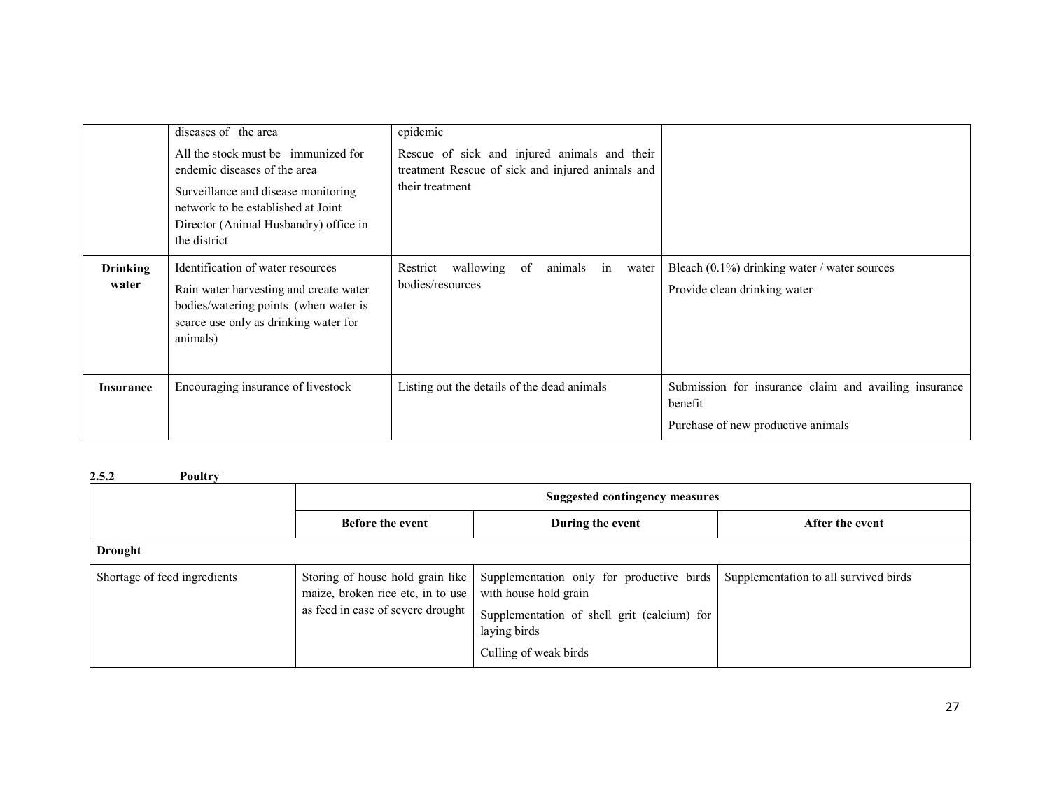| | | | |
|---|---|---|---|
| | diseases of the area<br>All the stock must be immunized for endemic diseases of the area<br>Surveillance and disease monitoring network to be established at Joint Director (Animal Husbandry) office in the district | epidemic<br>Rescue of sick and injured animals and their treatment Rescue of sick and injured animals and their treatment | |
| **Drinking water** | Identification of water resources<br>Rain water harvesting and create water bodies/watering points (when water is scarce use only as drinking water for animals) | Restrict wallowing of animals in water bodies/resources | Bleach (0.1%) drinking water / water sources<br>Provide clean drinking water |
| **Insurance** | Encouraging insurance of livestock | Listing out the details of the dead animals | Submission for insurance claim and availing insurance benefit<br>Purchase of new productive animals |

**2.5.2 Poultry**

| | Suggested contingency measures | | |
|---|---|---|---|
| | **Before the event** | **During the event** | **After the event** |
| **Drought** | | | |
| Shortage of feed ingredients | Storing of house hold grain like maize, broken rice etc, in to use as feed in case of severe drought | Supplementation only for productive birds with house hold grain<br>Supplementation of shell grit (calcium) for laying birds<br>Culling of weak birds | Supplementation to all survived birds |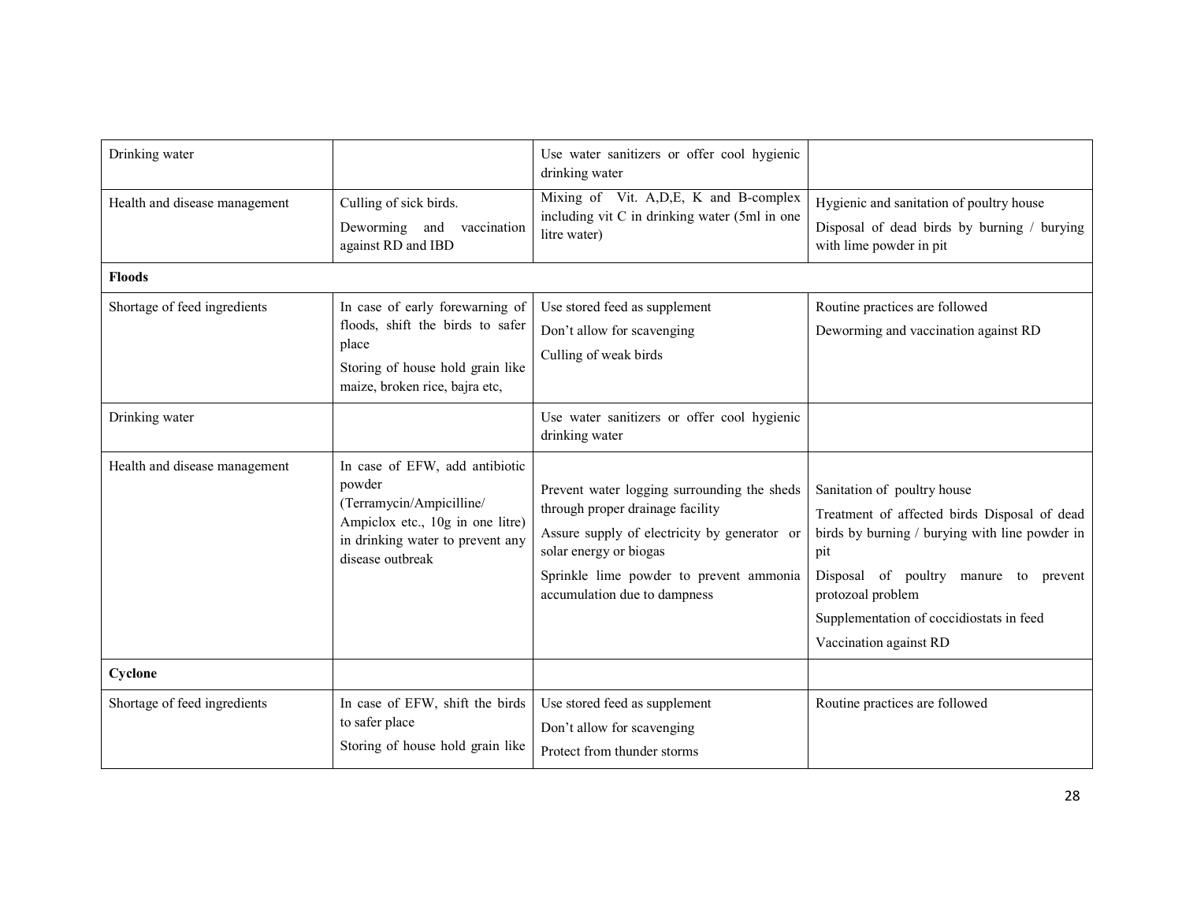| | | | |
|---|---|---|---|
| Drinking water | | Use water sanitizers or offer cool hygienic drinking water | |
| Health and disease management | Culling of sick birds.<br>Deworming and vaccination against RD and IBD | Mixing of Vit. A,D,E, K and B-complex including vit C in drinking water (5ml in one litre water) | Hygienic and sanitation of poultry house<br>Disposal of dead birds by burning / burying with lime powder in pit |
| **Floods** | | | |
| Shortage of feed ingredients | In case of early forewarning of floods, shift the birds to safer place<br>Storing of house hold grain like maize, broken rice, bajra etc, | Use stored feed as supplement<br>Don't allow for scavenging<br>Culling of weak birds | Routine practices are followed<br>Deworming and vaccination against RD |
| Drinking water | | Use water sanitizers or offer cool hygienic drinking water | |
| Health and disease management | In case of EFW, add antibiotic powder (Terramycin/Ampicilline/ Ampiclox etc., 10g in one litre) in drinking water to prevent any disease outbreak | Prevent water logging surrounding the sheds through proper drainage facility<br>Assure supply of electricity by generator or solar energy or biogas<br>Sprinkle lime powder to prevent ammonia accumulation due to dampness | Sanitation of poultry house<br>Treatment of affected birds Disposal of dead birds by burning / burying with line powder in pit<br>Disposal of poultry manure to prevent protozoal problem<br>Supplementation of coccidiostats in feed<br>Vaccination against RD |
| **Cyclone** | | | |
| Shortage of feed ingredients | In case of EFW, shift the birds to safer place<br>Storing of house hold grain like | Use stored feed as supplement<br>Don't allow for scavenging<br>Protect from thunder storms | Routine practices are followed |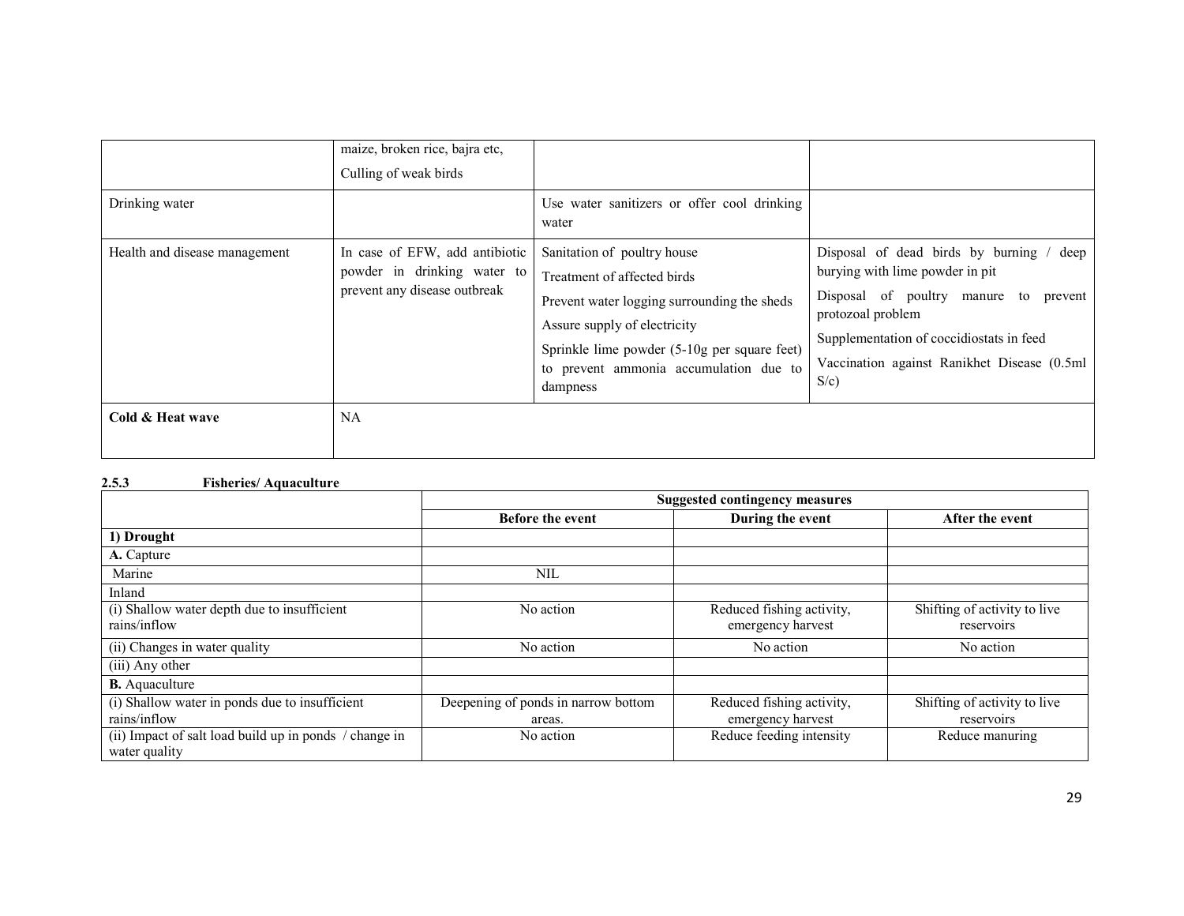| | maize, broken rice, bajra etc, Culling of weak birds | | |
|---|---|---|---|
| Drinking water | | Use water sanitizers or offer cool drinking water | |
| Health and disease management | In case of EFW, add antibiotic powder in drinking water to prevent any disease outbreak | Sanitation of poultry house<br>Treatment of affected birds<br>Prevent water logging surrounding the sheds<br>Assure supply of electricity<br>Sprinkle lime powder (5-10g per square feet) to prevent ammonia accumulation due to dampness | Disposal of dead birds by burning / deep burying with lime powder in pit<br>Disposal of poultry manure to prevent protozoal problem<br>Supplementation of coccidiostats in feed<br>Vaccination against Ranikhet Disease (0.5ml S/c) |
| **Cold & Heat wave** | NA | | |

**2.5.3 Fisheries/ Aquaculture**

| | Suggested contingency measures | | |
|---|---|---|---|
| | **Before the event** | **During the event** | **After the event** |
| **1) Drought** | | | |
| **A.** Capture | | | |
| Marine | NIL | | |
| Inland | | | |
| (i) Shallow water depth due to insufficient rains/inflow | No action | Reduced fishing activity, emergency harvest | Shifting of activity to live reservoirs |
| (ii) Changes in water quality | No action | No action | No action |
| (iii) Any other | | | |
| **B.** Aquaculture | | | |
| (i) Shallow water in ponds due to insufficient rains/inflow | Deepening of ponds in narrow bottom areas. | Reduced fishing activity, emergency harvest | Shifting of activity to live reservoirs |
| (ii) Impact of salt load build up in ponds / change in water quality | No action | Reduce feeding intensity | Reduce manuring |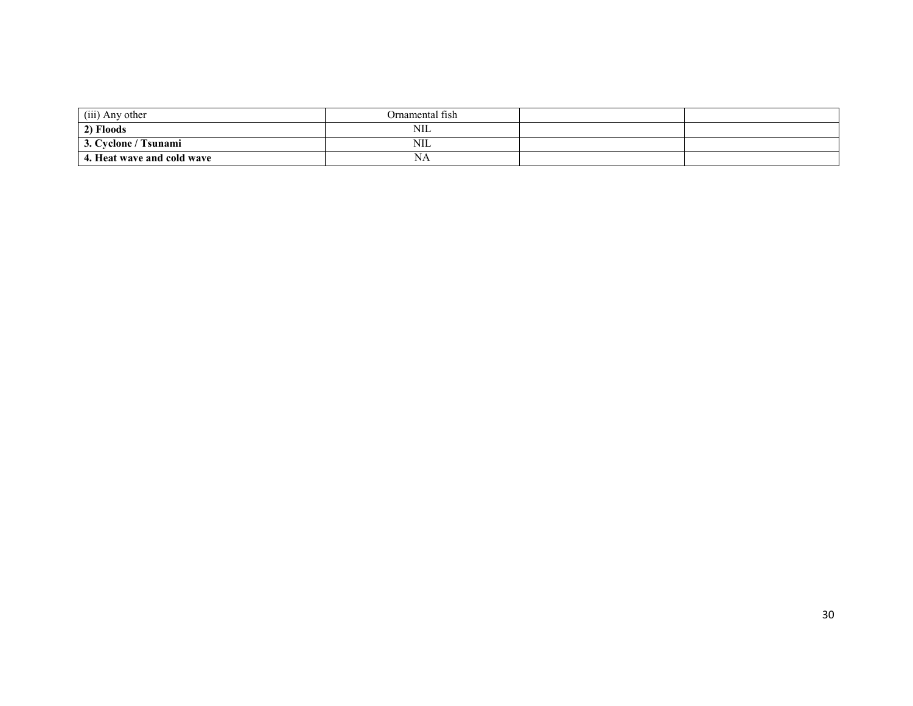| | | | |
|---|---|---|---|
| (iii) Any other | Ornamental fish | | |
| **2) Floods** | NIL | | |
| **3. Cyclone / Tsunami** | NIL | | |
| **4. Heat wave and cold wave** | NA | | |